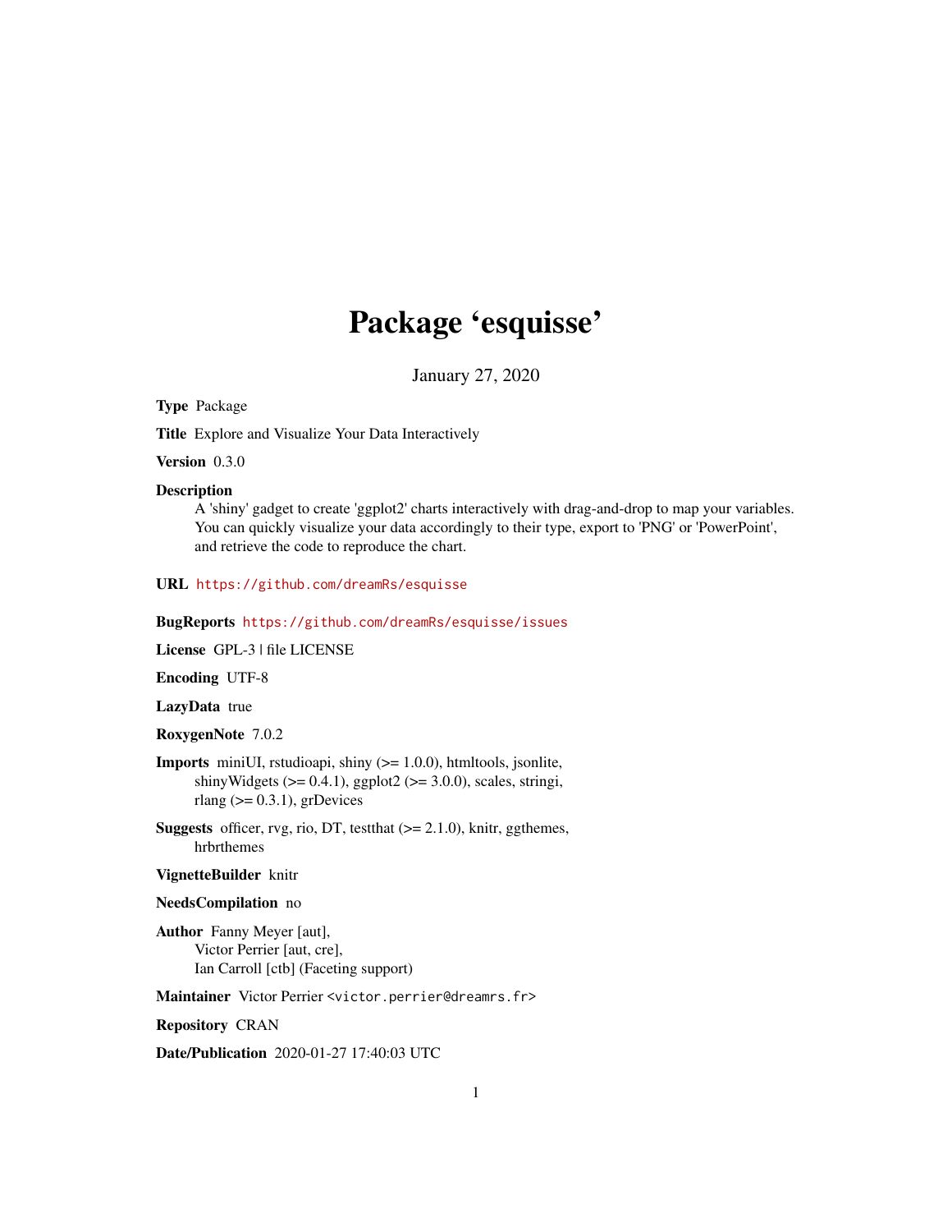# Package 'esquisse'

January 27, 2020

**Type** Package

**Title** Explore and Visualize Your Data Interactively

**Version** 0.3.0

**Description** A 'shiny' gadget to create 'ggplot2' charts interactively with drag-and-drop to map your variables. You can quickly visualize your data accordingly to their type, export to 'PNG' or 'PowerPoint', and retrieve the code to reproduce the chart.

**URL** https://github.com/dreamRs/esquisse

**BugReports** https://github.com/dreamRs/esquisse/issues

**License** GPL-3 | file LICENSE

**Encoding** UTF-8

**LazyData** true

**RoxygenNote** 7.0.2

**Imports** miniUI, rstudioapi, shiny (>= 1.0.0), htmltools, jsonlite, shinyWidgets (>= 0.4.1), ggplot2 (>= 3.0.0), scales, stringi, rlang (>= 0.3.1), grDevices

**Suggests** officer, rvg, rio, DT, testthat (>= 2.1.0), knitr, ggthemes, hrbrthemes

**VignetteBuilder** knitr

**NeedsCompilation** no

**Author** Fanny Meyer [aut],
Victor Perrier [aut, cre],
Ian Carroll [ctb] (Faceting support)

**Maintainer** Victor Perrier <victor.perrier@dreamrs.fr>

**Repository** CRAN

**Date/Publication** 2020-01-27 17:40:03 UTC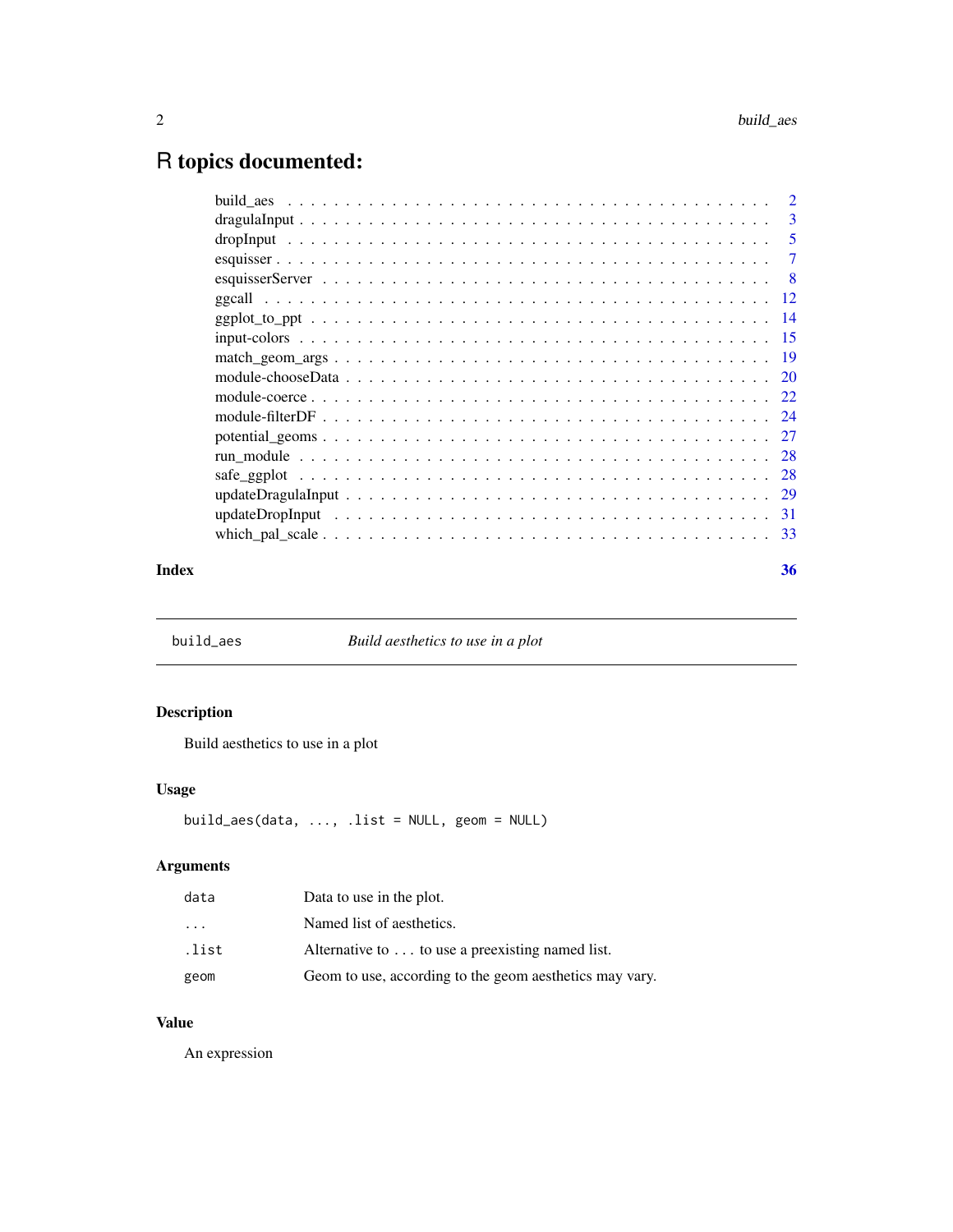# R topics documented:

| | |
|---|---|
| build_aes | 2 |
| dragulaInput | 3 |
| dropInput | 5 |
| esquisser | 7 |
| esquisserServer | 8 |
| ggcall | 12 |
| ggplot_to_ppt | 14 |
| input-colors | 15 |
| match_geom_args | 19 |
| module-chooseData | 20 |
| module-coerce | 22 |
| module-filterDF | 24 |
| potential_geoms | 27 |
| run_module | 28 |
| safe_ggplot | 28 |
| updateDragulaInput | 29 |
| updateDropInput | 31 |
| which_pal_scale | 33 |

**Index** **36**

---

`build_aes` *Build aesthetics to use in a plot*

---

## Description

Build aesthetics to use in a plot

## Usage

```
build_aes(data, ..., .list = NULL, geom = NULL)
```

## Arguments

| | |
|---|---|
| `data` | Data to use in the plot. |
| `...` | Named list of aesthetics. |
| `.list` | Alternative to `...` to use a preexisting named list. |
| `geom` | Geom to use, according to the geom aesthetics may vary. |

## Value

An expression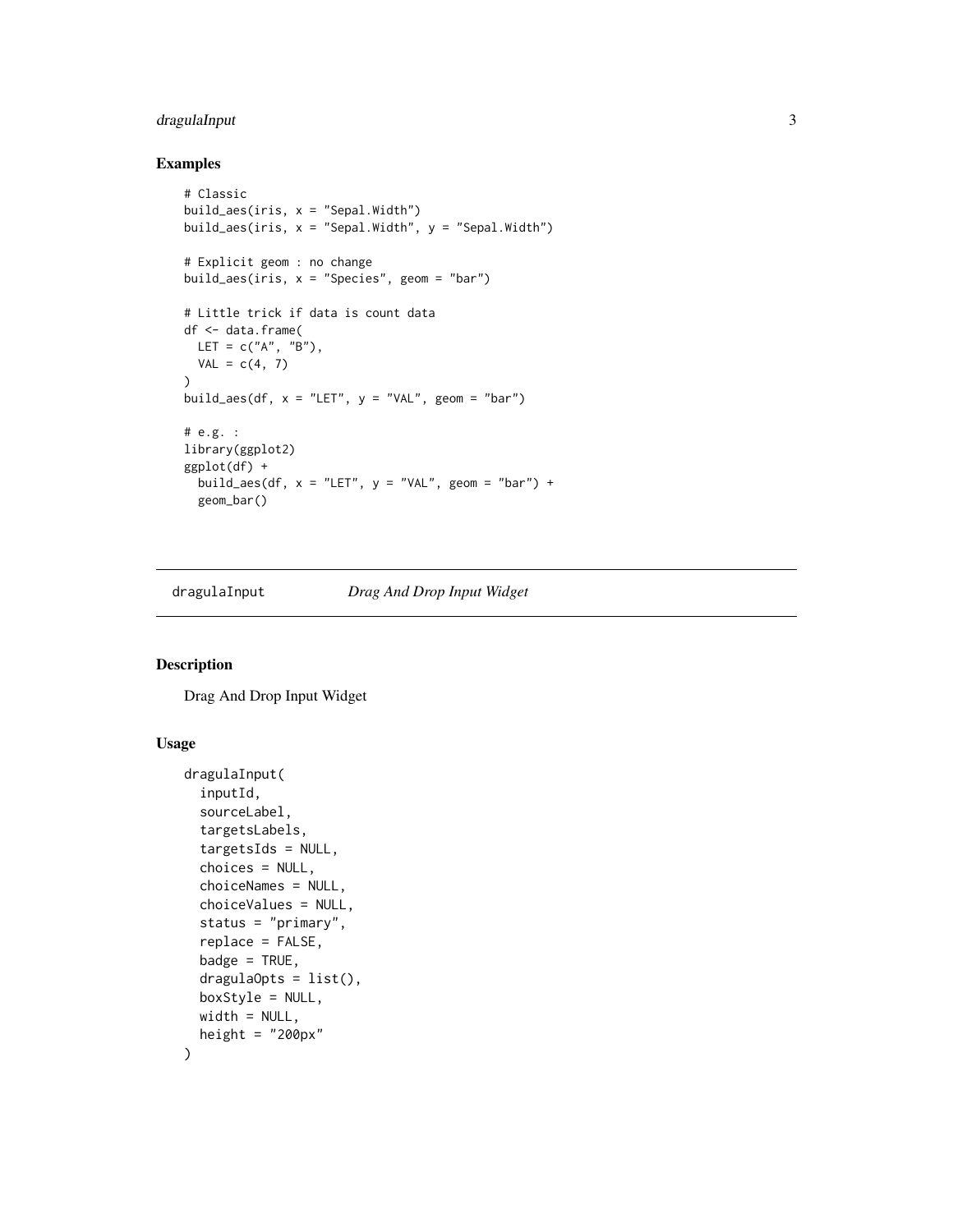## Examples

```
# Classic
build_aes(iris, x = "Sepal.Width")
build_aes(iris, x = "Sepal.Width", y = "Sepal.Width")

# Explicit geom : no change
build_aes(iris, x = "Species", geom = "bar")

# Little trick if data is count data
df <- data.frame(
  LET = c("A", "B"),
  VAL = c(4, 7)
)
build_aes(df, x = "LET", y = "VAL", geom = "bar")

# e.g. :
library(ggplot2)
ggplot(df) +
  build_aes(df, x = "LET", y = "VAL", geom = "bar") +
  geom_bar()
```

---

# dragulaInput *Drag And Drop Input Widget*

---

## Description

Drag And Drop Input Widget

## Usage

```
dragulaInput(
  inputId,
  sourceLabel,
  targetsLabels,
  targetsIds = NULL,
  choices = NULL,
  choiceNames = NULL,
  choiceValues = NULL,
  status = "primary",
  replace = FALSE,
  badge = TRUE,
  dragulaOpts = list(),
  boxStyle = NULL,
  width = NULL,
  height = "200px"
)
```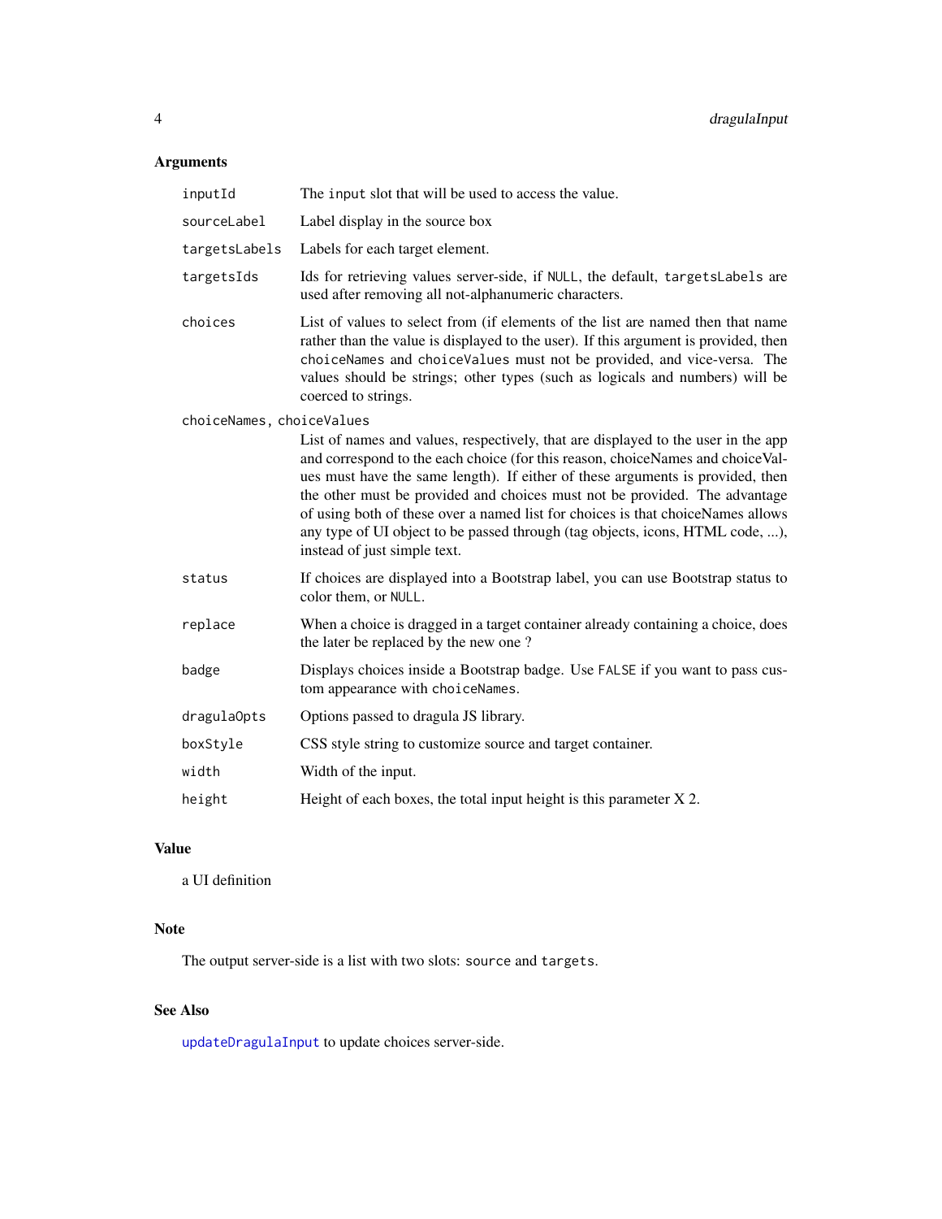## Arguments

| | |
|---|---|
| inputId | The input slot that will be used to access the value. |
| sourceLabel | Label display in the source box |
| targetsLabels | Labels for each target element. |
| targetsIds | Ids for retrieving values server-side, if NULL, the default, targetsLabels are used after removing all not-alphanumeric characters. |
| choices | List of values to select from (if elements of the list are named then that name rather than the value is displayed to the user). If this argument is provided, then choiceNames and choiceValues must not be provided, and vice-versa. The values should be strings; other types (such as logicals and numbers) will be coerced to strings. |
| choiceNames, choiceValues | List of names and values, respectively, that are displayed to the user in the app and correspond to the each choice (for this reason, choiceNames and choiceValues must have the same length). If either of these arguments is provided, then the other must be provided and choices must not be provided. The advantage of using both of these over a named list for choices is that choiceNames allows any type of UI object to be passed through (tag objects, icons, HTML code, ...), instead of just simple text. |
| status | If choices are displayed into a Bootstrap label, you can use Bootstrap status to color them, or NULL. |
| replace | When a choice is dragged in a target container already containing a choice, does the later be replaced by the new one ? |
| badge | Displays choices inside a Bootstrap badge. Use FALSE if you want to pass custom appearance with choiceNames. |
| dragulaOpts | Options passed to dragula JS library. |
| boxStyle | CSS style string to customize source and target container. |
| width | Width of the input. |
| height | Height of each boxes, the total input height is this parameter X 2. |

## Value

a UI definition

## Note

The output server-side is a list with two slots: source and targets.

## See Also

updateDragulaInput to update choices server-side.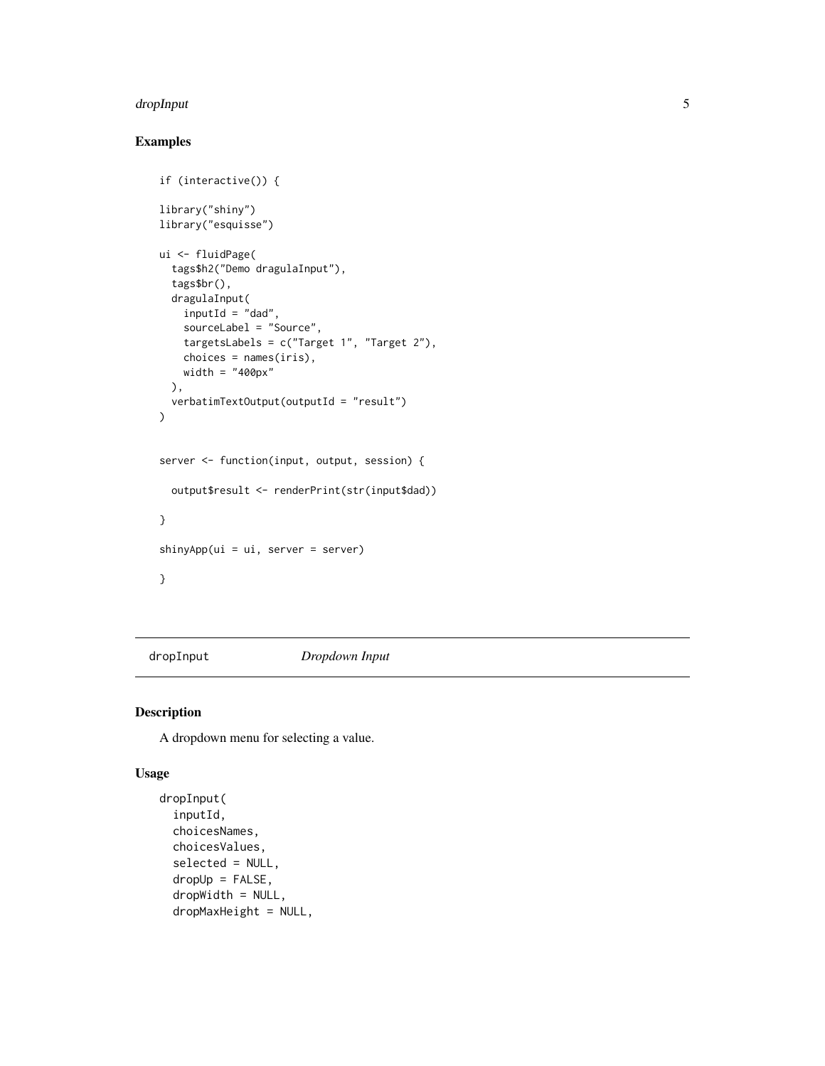## Examples

```
if (interactive()) {

library("shiny")
library("esquisse")

ui <- fluidPage(
  tags$h2("Demo dragulaInput"),
  tags$br(),
  dragulaInput(
    inputId = "dad",
    sourceLabel = "Source",
    targetsLabels = c("Target 1", "Target 2"),
    choices = names(iris),
    width = "400px"
  ),
  verbatimTextOutput(outputId = "result")
)


server <- function(input, output, session) {

  output$result <- renderPrint(str(input$dad))

}

shinyApp(ui = ui, server = server)

}
```

---

# dropInput *Dropdown Input*

---

## Description

A dropdown menu for selecting a value.

## Usage

```
dropInput(
  inputId,
  choicesNames,
  choicesValues,
  selected = NULL,
  dropUp = FALSE,
  dropWidth = NULL,
  dropMaxHeight = NULL,
```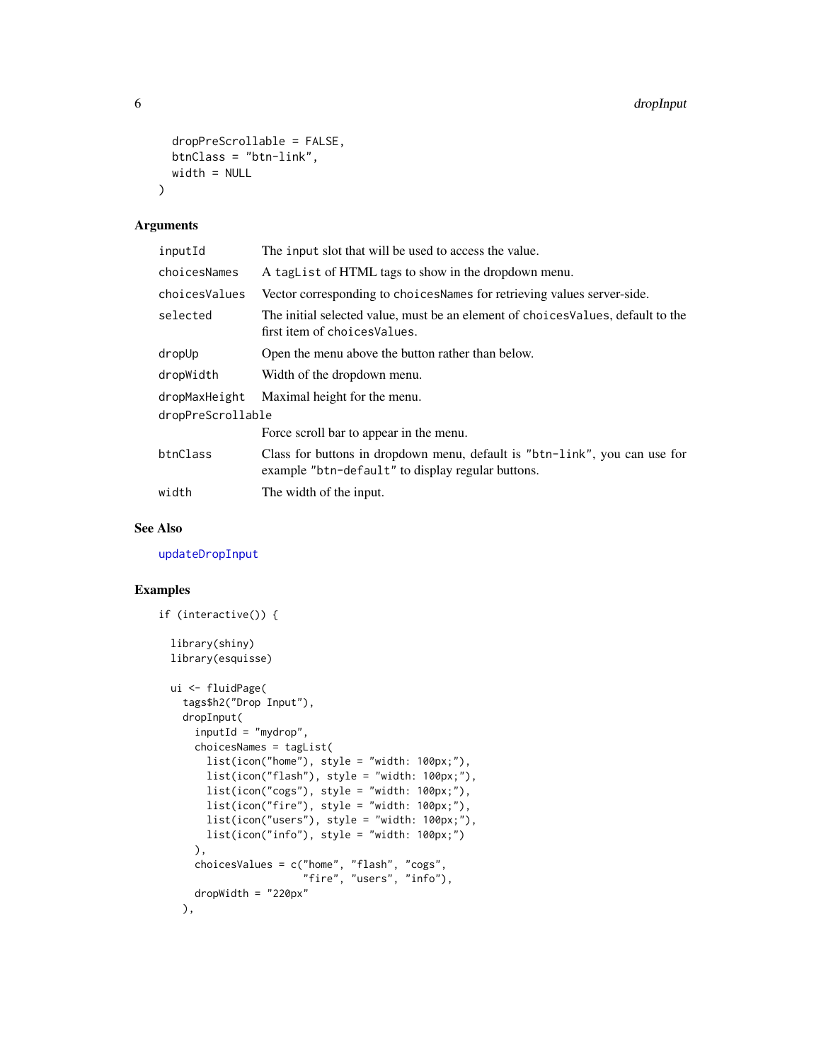```
  dropPreScrollable = FALSE,
  btnClass = "btn-link",
  width = NULL
)
```

## Arguments

| | |
|---|---|
| inputId | The input slot that will be used to access the value. |
| choicesNames | A tagList of HTML tags to show in the dropdown menu. |
| choicesValues | Vector corresponding to choicesNames for retrieving values server-side. |
| selected | The initial selected value, must be an element of choicesValues, default to the first item of choicesValues. |
| dropUp | Open the menu above the button rather than below. |
| dropWidth | Width of the dropdown menu. |
| dropMaxHeight | Maximal height for the menu. |
| dropPreScrollable | Force scroll bar to appear in the menu. |
| btnClass | Class for buttons in dropdown menu, default is "btn-link", you can use for example "btn-default" to display regular buttons. |
| width | The width of the input. |

## See Also

updateDropInput

## Examples

```
if (interactive()) {

  library(shiny)
  library(esquisse)

  ui <- fluidPage(
    tags$h2("Drop Input"),
    dropInput(
      inputId = "mydrop",
      choicesNames = tagList(
        list(icon("home"), style = "width: 100px;"),
        list(icon("flash"), style = "width: 100px;"),
        list(icon("cogs"), style = "width: 100px;"),
        list(icon("fire"), style = "width: 100px;"),
        list(icon("users"), style = "width: 100px;"),
        list(icon("info"), style = "width: 100px;")
      ),
      choicesValues = c("home", "flash", "cogs",
                        "fire", "users", "info"),
      dropWidth = "220px"
    ),
```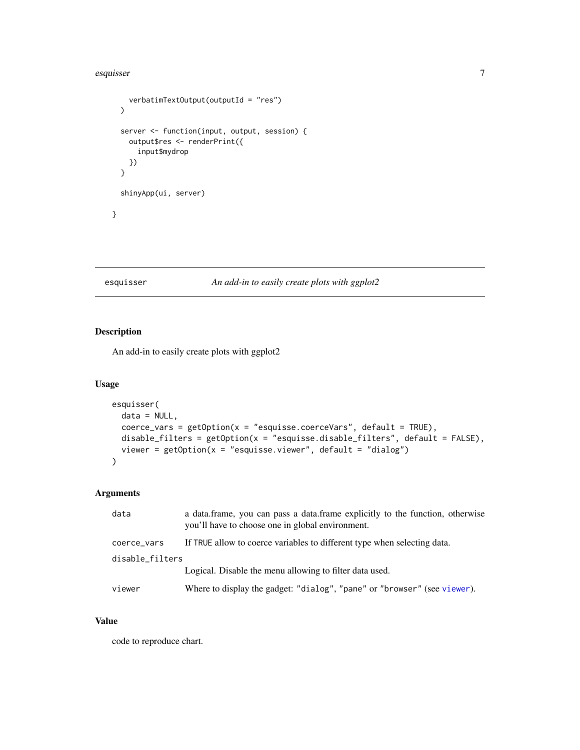```
    verbatimTextOutput(outputId = "res")
  )

  server <- function(input, output, session) {
    output$res <- renderPrint({
      input$mydrop
    })
  }

  shinyApp(ui, server)

}
```

---

## esquisser — *An add-in to easily create plots with ggplot2*

---

### Description

An add-in to easily create plots with ggplot2

### Usage

```
esquisser(
  data = NULL,
  coerce_vars = getOption(x = "esquisse.coerceVars", default = TRUE),
  disable_filters = getOption(x = "esquisse.disable_filters", default = FALSE),
  viewer = getOption(x = "esquisse.viewer", default = "dialog")
)
```

### Arguments

| | |
|---|---|
| `data` | a data.frame, you can pass a data.frame explicitly to the function, otherwise you'll have to choose one in global environment. |
| `coerce_vars` | If `TRUE` allow to coerce variables to different type when selecting data. |
| `disable_filters` | Logical. Disable the menu allowing to filter data used. |
| `viewer` | Where to display the gadget: `"dialog"`, `"pane"` or `"browser"` (see `viewer`). |

### Value

code to reproduce chart.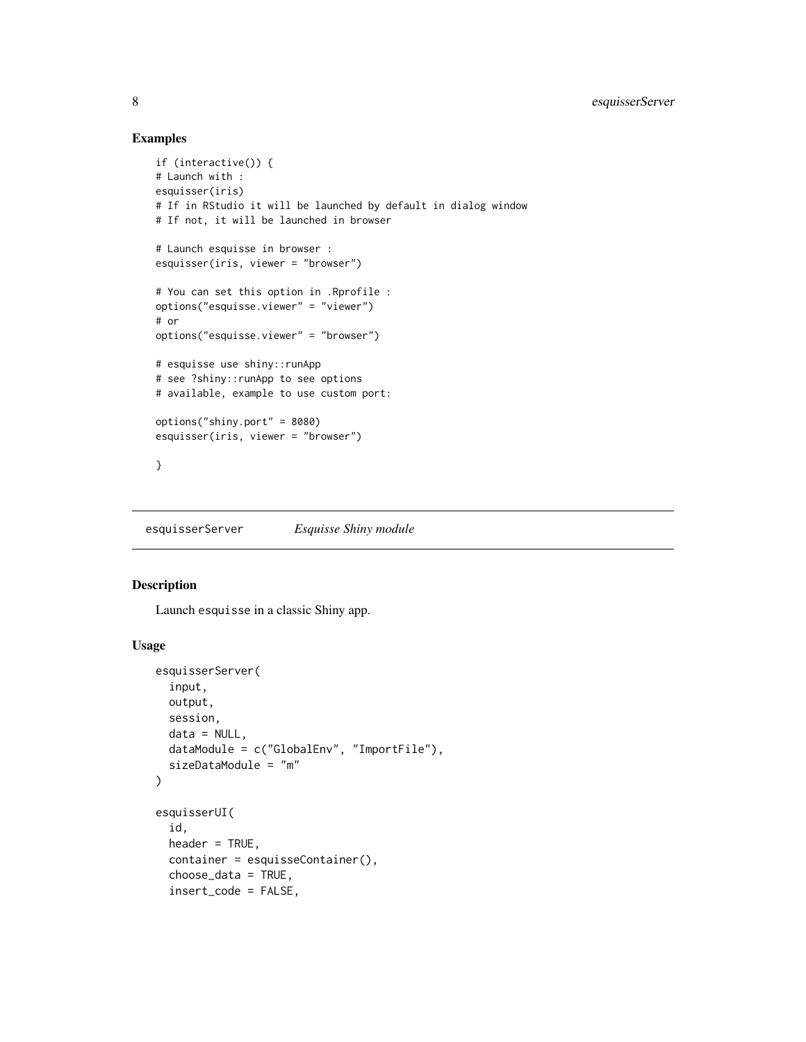### Examples

```
if (interactive()) {
# Launch with :
esquisser(iris)
# If in RStudio it will be launched by default in dialog window
# If not, it will be launched in browser

# Launch esquisse in browser :
esquisser(iris, viewer = "browser")

# You can set this option in .Rprofile :
options("esquisse.viewer" = "viewer")
# or
options("esquisse.viewer" = "browser")

# esquisse use shiny::runApp
# see ?shiny::runApp to see options
# available, example to use custom port:

options("shiny.port" = 8080)
esquisser(iris, viewer = "browser")

}
```

---

## esquisserServer *Esquisse Shiny module*

### Description

Launch esquisse in a classic Shiny app.

### Usage

```
esquisserServer(
  input,
  output,
  session,
  data = NULL,
  dataModule = c("GlobalEnv", "ImportFile"),
  sizeDataModule = "m"
)

esquisserUI(
  id,
  header = TRUE,
  container = esquisseContainer(),
  choose_data = TRUE,
  insert_code = FALSE,
```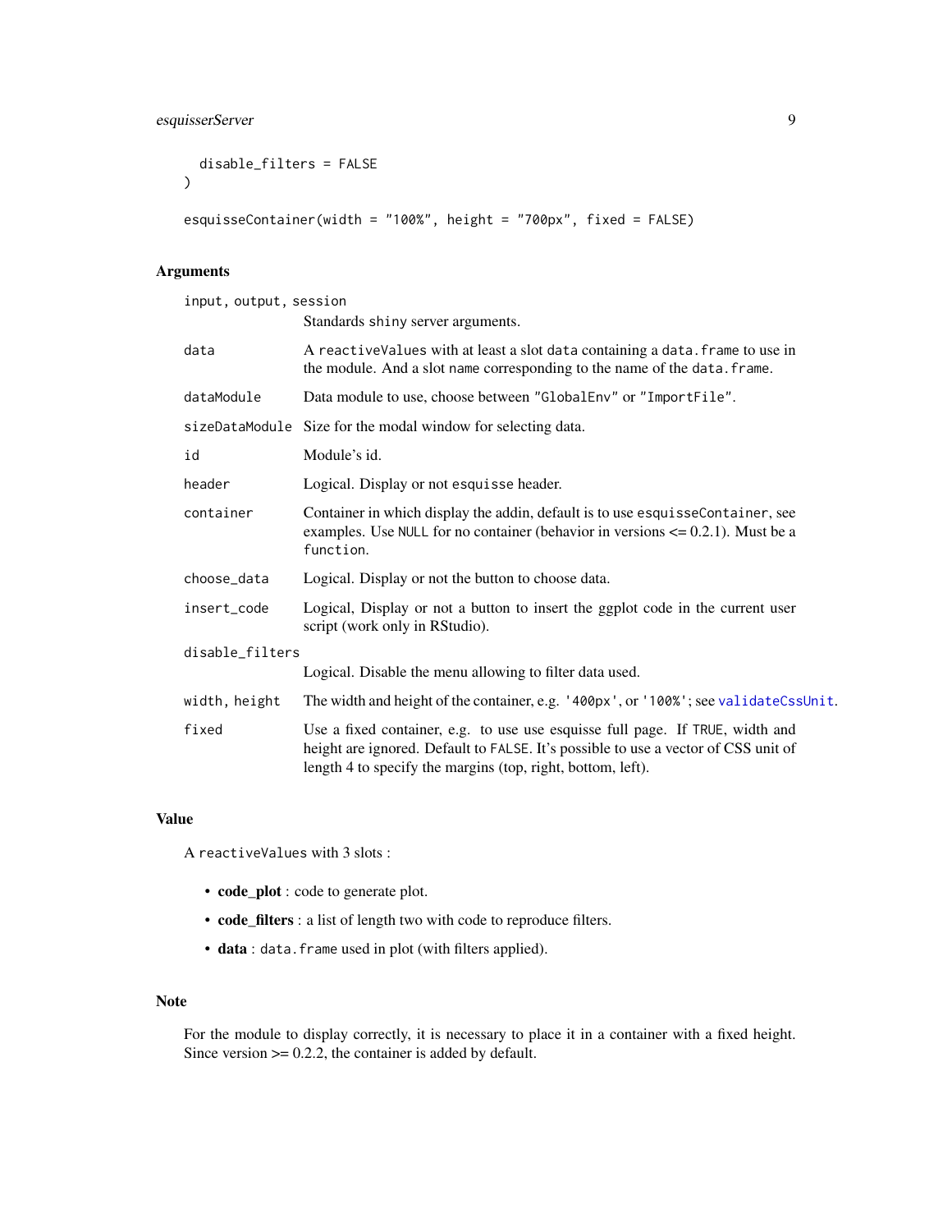```
  disable_filters = FALSE
)

esquisseContainer(width = "100%", height = "700px", fixed = FALSE)
```

## Arguments

| | |
|---|---|
| `input, output, session` | Standards `shiny` server arguments. |
| `data` | A `reactiveValues` with at least a slot `data` containing a `data.frame` to use in the module. And a slot `name` corresponding to the name of the `data.frame`. |
| `dataModule` | Data module to use, choose between `"GlobalEnv"` or `"ImportFile"`. |
| `sizeDataModule` | Size for the modal window for selecting data. |
| `id` | Module's id. |
| `header` | Logical. Display or not `esquisse` header. |
| `container` | Container in which display the addin, default is to use `esquisseContainer`, see examples. Use `NULL` for no container (behavior in versions <= 0.2.1). Must be a `function`. |
| `choose_data` | Logical. Display or not the button to choose data. |
| `insert_code` | Logical, Display or not a button to insert the ggplot code in the current user script (work only in RStudio). |
| `disable_filters` | Logical. Disable the menu allowing to filter data used. |
| `width, height` | The width and height of the container, e.g. `'400px'`, or `'100%'`; see `validateCssUnit`. |
| `fixed` | Use a fixed container, e.g. to use use esquisse full page. If `TRUE`, width and height are ignored. Default to `FALSE`. It's possible to use a vector of CSS unit of length 4 to specify the margins (top, right, bottom, left). |

## Value

A `reactiveValues` with 3 slots :

- **code_plot** : code to generate plot.
- **code_filters** : a list of length two with code to reproduce filters.
- **data** : `data.frame` used in plot (with filters applied).

## Note

For the module to display correctly, it is necessary to place it in a container with a fixed height. Since version >= 0.2.2, the container is added by default.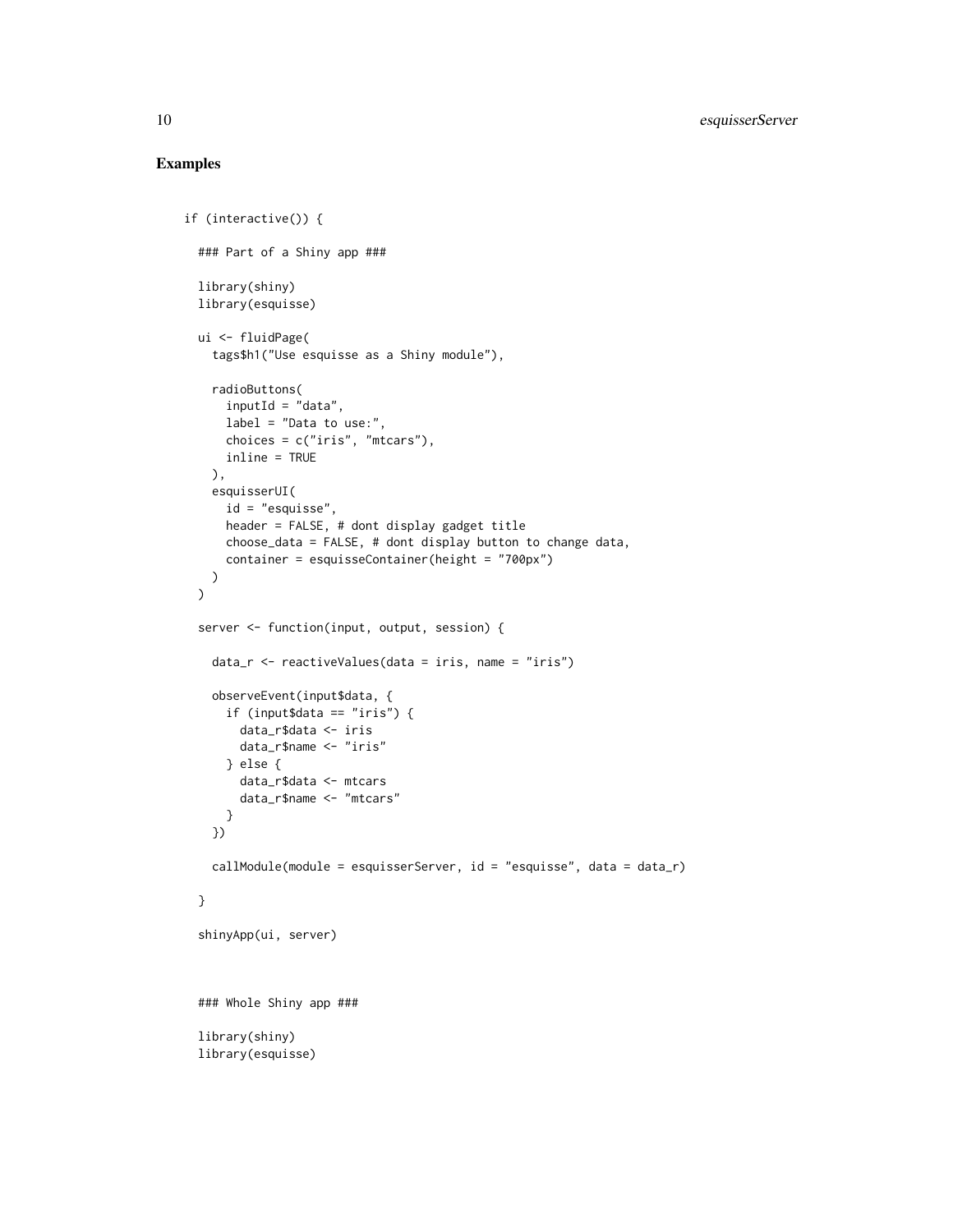## Examples

```
if (interactive()) {

  ### Part of a Shiny app ###

  library(shiny)
  library(esquisse)

  ui <- fluidPage(
    tags$h1("Use esquisse as a Shiny module"),

    radioButtons(
      inputId = "data",
      label = "Data to use:",
      choices = c("iris", "mtcars"),
      inline = TRUE
    ),
    esquisserUI(
      id = "esquisse",
      header = FALSE, # dont display gadget title
      choose_data = FALSE, # dont display button to change data,
      container = esquisseContainer(height = "700px")
    )
  )

  server <- function(input, output, session) {

    data_r <- reactiveValues(data = iris, name = "iris")

    observeEvent(input$data, {
      if (input$data == "iris") {
        data_r$data <- iris
        data_r$name <- "iris"
      } else {
        data_r$data <- mtcars
        data_r$name <- "mtcars"
      }
    })

    callModule(module = esquisserServer, id = "esquisse", data = data_r)

  }

  shinyApp(ui, server)



  ### Whole Shiny app ###

  library(shiny)
  library(esquisse)
```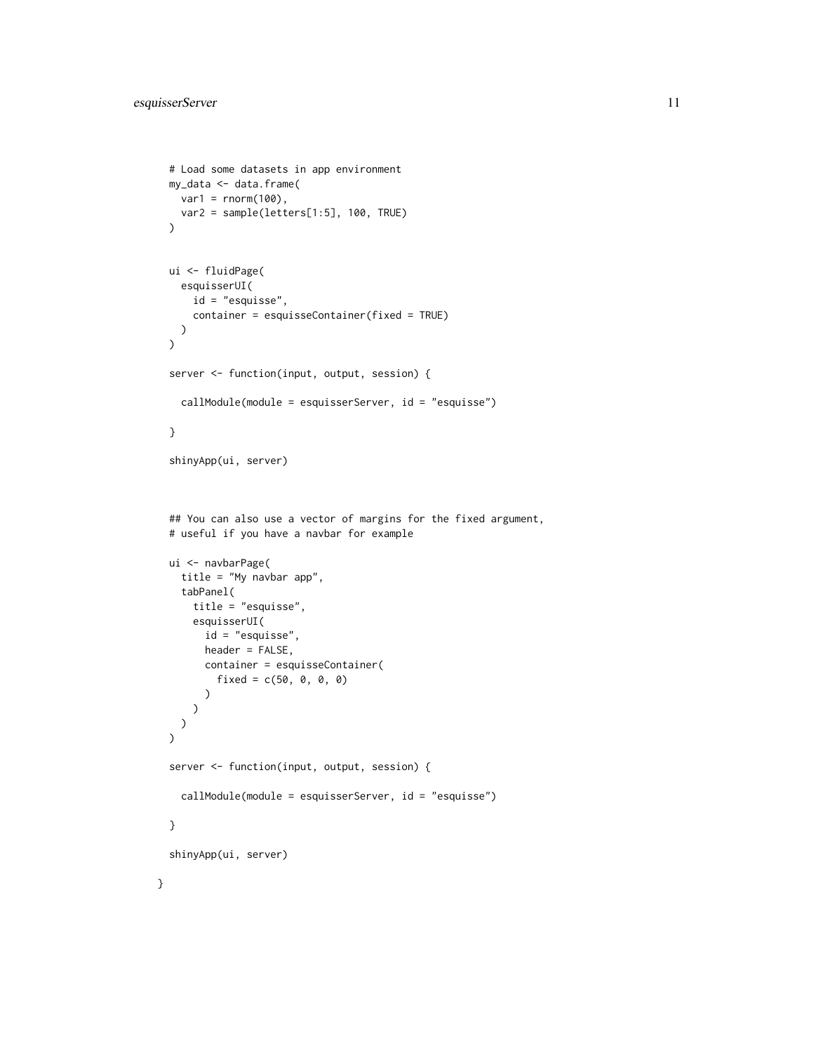```
  # Load some datasets in app environment
  my_data <- data.frame(
    var1 = rnorm(100),
    var2 = sample(letters[1:5], 100, TRUE)
  )


  ui <- fluidPage(
    esquisserUI(
      id = "esquisse",
      container = esquisseContainer(fixed = TRUE)
    )
  )

  server <- function(input, output, session) {

    callModule(module = esquisserServer, id = "esquisse")

  }

  shinyApp(ui, server)



  ## You can also use a vector of margins for the fixed argument,
  # useful if you have a navbar for example

  ui <- navbarPage(
    title = "My navbar app",
    tabPanel(
      title = "esquisse",
      esquisserUI(
        id = "esquisse",
        header = FALSE,
        container = esquisseContainer(
          fixed = c(50, 0, 0, 0)
        )
      )
    )
  )

  server <- function(input, output, session) {

    callModule(module = esquisserServer, id = "esquisse")

  }

  shinyApp(ui, server)

}
```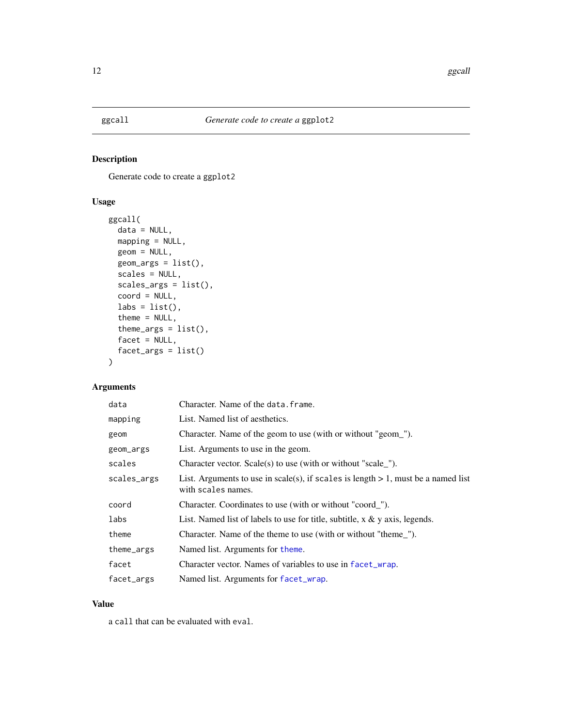# ggcall    *Generate code to create a* `ggplot2`

## Description

Generate code to create a `ggplot2`

## Usage

```
ggcall(
  data = NULL,
  mapping = NULL,
  geom = NULL,
  geom_args = list(),
  scales = NULL,
  scales_args = list(),
  coord = NULL,
  labs = list(),
  theme = NULL,
  theme_args = list(),
  facet = NULL,
  facet_args = list()
)
```

## Arguments

| | |
|---|---|
| `data` | Character. Name of the `data.frame`. |
| `mapping` | List. Named list of aesthetics. |
| `geom` | Character. Name of the geom to use (with or without "geom_"). |
| `geom_args` | List. Arguments to use in the geom. |
| `scales` | Character vector. Scale(s) to use (with or without "scale_"). |
| `scales_args` | List. Arguments to use in scale(s), if `scales` is length > 1, must be a named list with `scales` names. |
| `coord` | Character. Coordinates to use (with or without "coord_"). |
| `labs` | List. Named list of labels to use for title, subtitle, x & y axis, legends. |
| `theme` | Character. Name of the theme to use (with or without "theme_"). |
| `theme_args` | Named list. Arguments for `theme`. |
| `facet` | Character vector. Names of variables to use in `facet_wrap`. |
| `facet_args` | Named list. Arguments for `facet_wrap`. |

## Value

a `call` that can be evaluated with `eval`.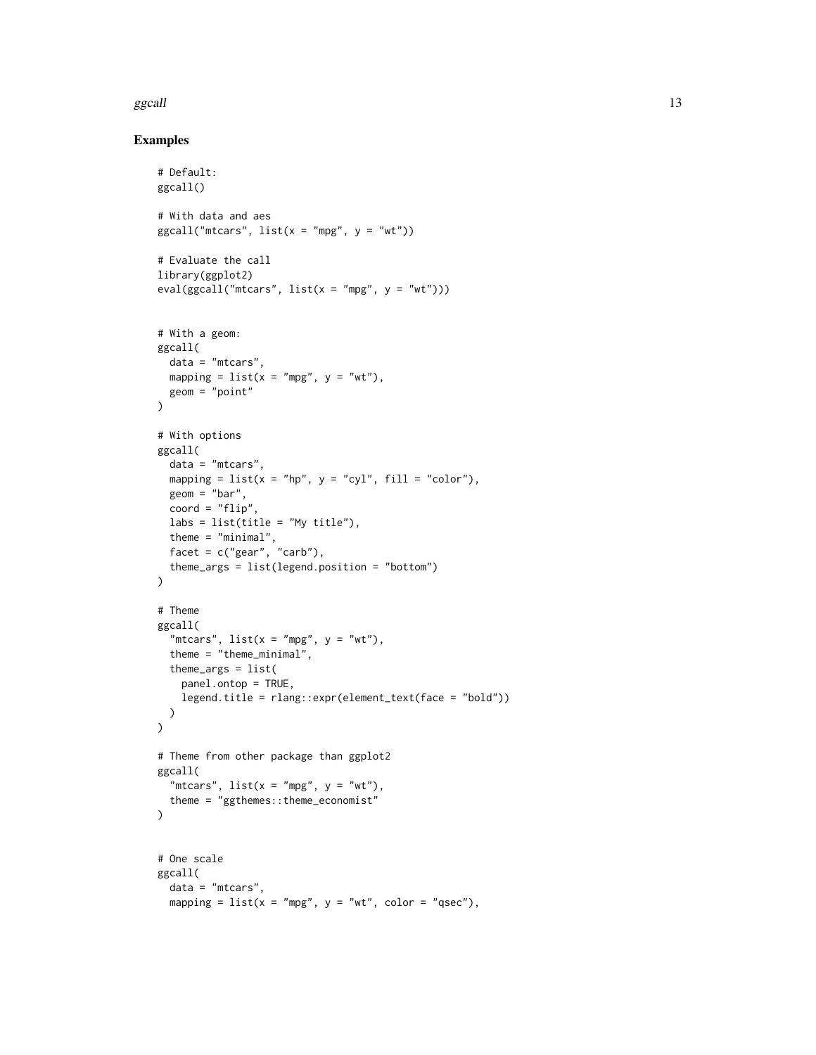## Examples

```
# Default:
ggcall()

# With data and aes
ggcall("mtcars", list(x = "mpg", y = "wt"))

# Evaluate the call
library(ggplot2)
eval(ggcall("mtcars", list(x = "mpg", y = "wt")))


# With a geom:
ggcall(
  data = "mtcars",
  mapping = list(x = "mpg", y = "wt"),
  geom = "point"
)

# With options
ggcall(
  data = "mtcars",
  mapping = list(x = "hp", y = "cyl", fill = "color"),
  geom = "bar",
  coord = "flip",
  labs = list(title = "My title"),
  theme = "minimal",
  facet = c("gear", "carb"),
  theme_args = list(legend.position = "bottom")
)

# Theme
ggcall(
  "mtcars", list(x = "mpg", y = "wt"),
  theme = "theme_minimal",
  theme_args = list(
    panel.ontop = TRUE,
    legend.title = rlang::expr(element_text(face = "bold"))
  )
)

# Theme from other package than ggplot2
ggcall(
  "mtcars", list(x = "mpg", y = "wt"),
  theme = "ggthemes::theme_economist"
)


# One scale
ggcall(
  data = "mtcars",
  mapping = list(x = "mpg", y = "wt", color = "qsec"),
```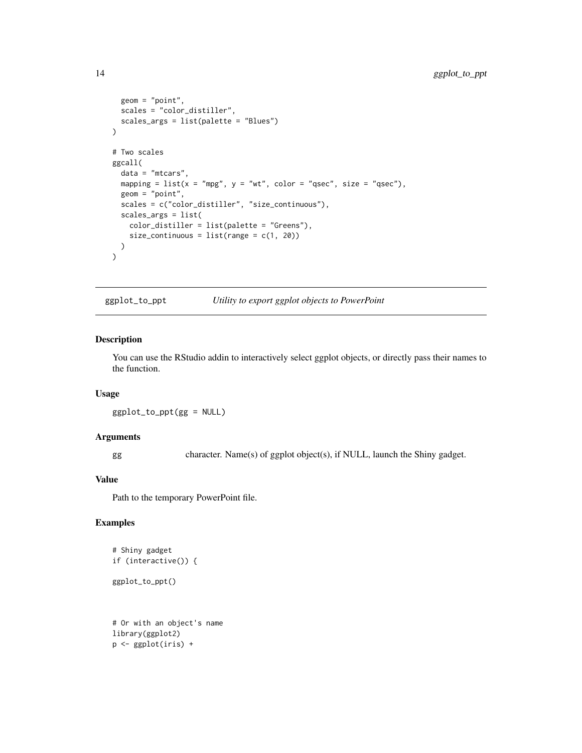```
  geom = "point",
  scales = "color_distiller",
  scales_args = list(palette = "Blues")
)

# Two scales
ggcall(
  data = "mtcars",
  mapping = list(x = "mpg", y = "wt", color = "qsec", size = "qsec"),
  geom = "point",
  scales = c("color_distiller", "size_continuous"),
  scales_args = list(
    color_distiller = list(palette = "Greens"),
    size_continuous = list(range = c(1, 20))
  )
)
```

## ggplot_to_ppt — *Utility to export ggplot objects to PowerPoint*

### Description

You can use the RStudio addin to interactively select ggplot objects, or directly pass their names to the function.

### Usage

```
ggplot_to_ppt(gg = NULL)
```

### Arguments

| | |
|---|---|
| gg | character. Name(s) of ggplot object(s), if NULL, launch the Shiny gadget. |

### Value

Path to the temporary PowerPoint file.

### Examples

```
# Shiny gadget
if (interactive()) {

ggplot_to_ppt()



# Or with an object's name
library(ggplot2)
p <- ggplot(iris) +
```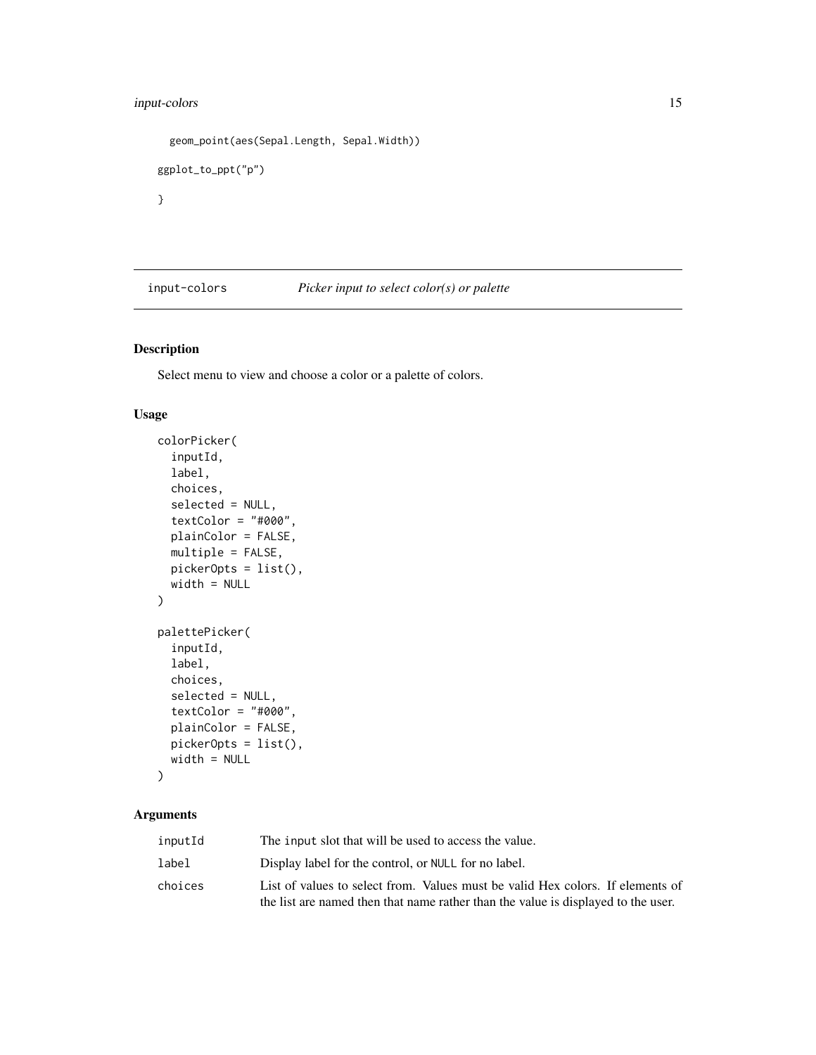```
  geom_point(aes(Sepal.Length, Sepal.Width))

ggplot_to_ppt("p")

}
```

## input-colors *Picker input to select color(s) or palette*

### Description

Select menu to view and choose a color or a palette of colors.

### Usage

```
colorPicker(
  inputId,
  label,
  choices,
  selected = NULL,
  textColor = "#000",
  plainColor = FALSE,
  multiple = FALSE,
  pickerOpts = list(),
  width = NULL
)

palettePicker(
  inputId,
  label,
  choices,
  selected = NULL,
  textColor = "#000",
  plainColor = FALSE,
  pickerOpts = list(),
  width = NULL
)
```

### Arguments

| | |
|---|---|
| inputId | The `input` slot that will be used to access the value. |
| label | Display label for the control, or `NULL` for no label. |
| choices | List of values to select from. Values must be valid Hex colors. If elements of the list are named then that name rather than the value is displayed to the user. |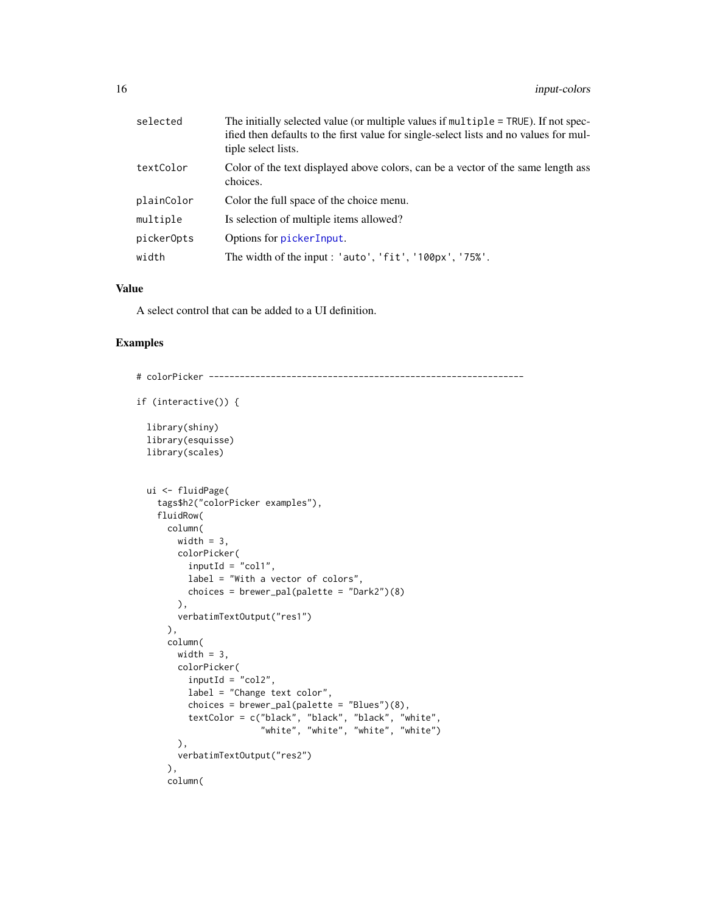| | |
|---|---|
| selected | The initially selected value (or multiple values if `multiple = TRUE`). If not specified then defaults to the first value for single-select lists and no values for multiple select lists. |
| textColor | Color of the text displayed above colors, can be a vector of the same length ass choices. |
| plainColor | Color the full space of the choice menu. |
| multiple | Is selection of multiple items allowed? |
| pickerOpts | Options for pickerInput. |
| width | The width of the input : 'auto', 'fit', '100px', '75%'. |

### Value

A select control that can be added to a UI definition.

### Examples

```
# colorPicker -------------------------------------------------------------

if (interactive()) {

  library(shiny)
  library(esquisse)
  library(scales)


  ui <- fluidPage(
    tags$h2("colorPicker examples"),
    fluidRow(
      column(
        width = 3,
        colorPicker(
          inputId = "col1",
          label = "With a vector of colors",
          choices = brewer_pal(palette = "Dark2")(8)
        ),
        verbatimTextOutput("res1")
      ),
      column(
        width = 3,
        colorPicker(
          inputId = "col2",
          label = "Change text color",
          choices = brewer_pal(palette = "Blues")(8),
          textColor = c("black", "black", "black", "white",
                        "white", "white", "white", "white")
        ),
        verbatimTextOutput("res2")
      ),
      column(
```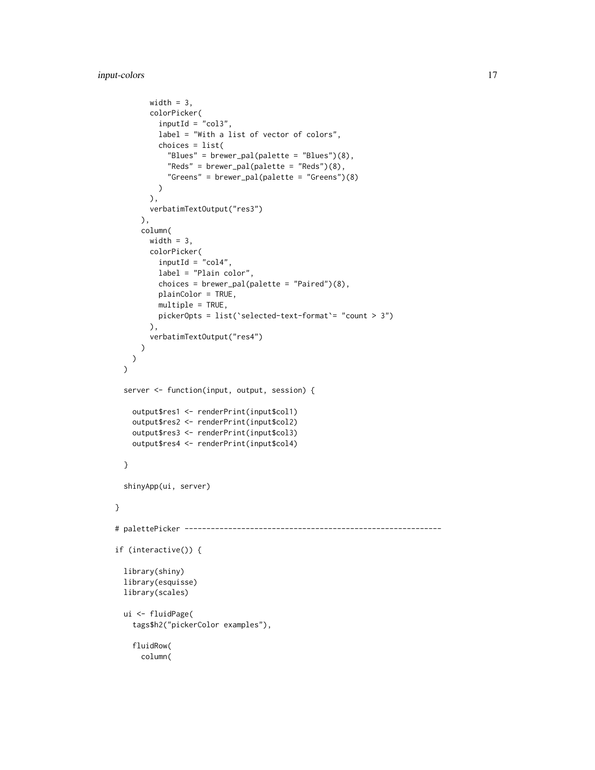```
        width = 3,
        colorPicker(
          inputId = "col3",
          label = "With a list of vector of colors",
          choices = list(
            "Blues" = brewer_pal(palette = "Blues")(8),
            "Reds" = brewer_pal(palette = "Reds")(8),
            "Greens" = brewer_pal(palette = "Greens")(8)
          )
        ),
        verbatimTextOutput("res3")
      ),
      column(
        width = 3,
        colorPicker(
          inputId = "col4",
          label = "Plain color",
          choices = brewer_pal(palette = "Paired")(8),
          plainColor = TRUE,
          multiple = TRUE,
          pickerOpts = list(`selected-text-format`= "count > 3")
        ),
        verbatimTextOutput("res4")
      )
    )
  )

  server <- function(input, output, session) {

    output$res1 <- renderPrint(input$col1)
    output$res2 <- renderPrint(input$col2)
    output$res3 <- renderPrint(input$col3)
    output$res4 <- renderPrint(input$col4)

  }

  shinyApp(ui, server)

}

# palettePicker ----------------------------------------------------------

if (interactive()) {

  library(shiny)
  library(esquisse)
  library(scales)

  ui <- fluidPage(
    tags$h2("pickerColor examples"),

    fluidRow(
      column(
```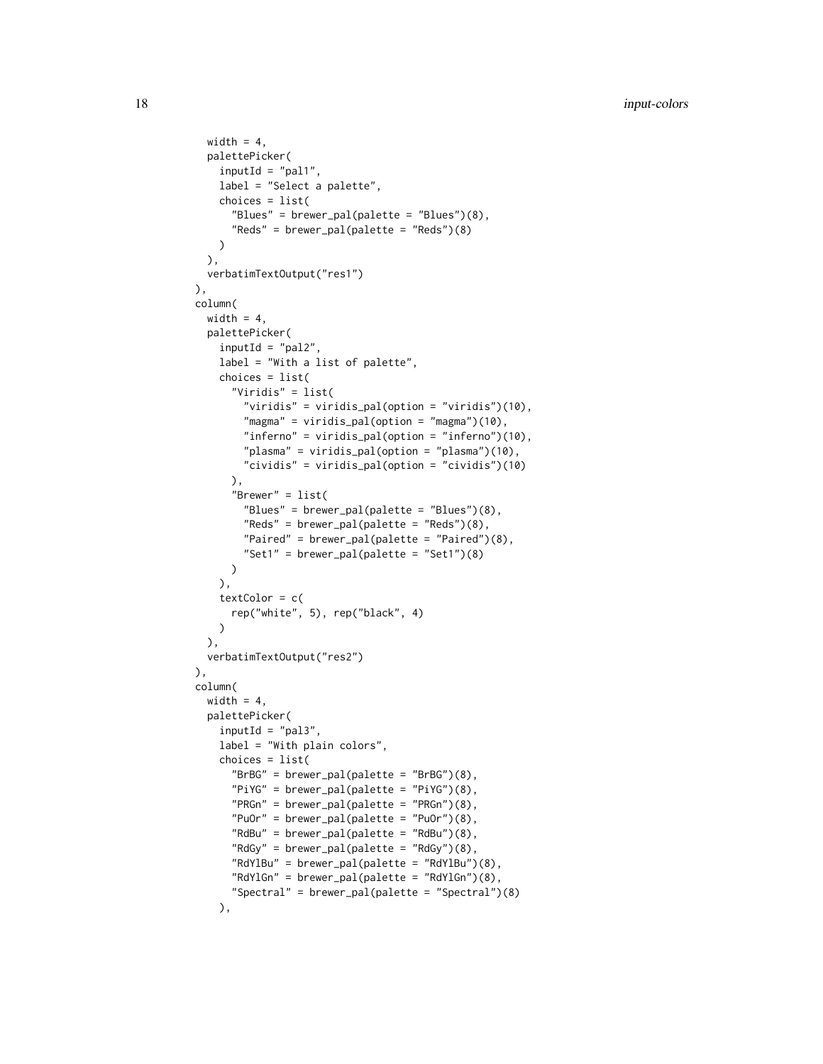```
    width = 4,
    palettePicker(
      inputId = "pal1",
      label = "Select a palette",
      choices = list(
        "Blues" = brewer_pal(palette = "Blues")(8),
        "Reds" = brewer_pal(palette = "Reds")(8)
      )
    ),
    verbatimTextOutput("res1")
  ),
  column(
    width = 4,
    palettePicker(
      inputId = "pal2",
      label = "With a list of palette",
      choices = list(
        "Viridis" = list(
          "viridis" = viridis_pal(option = "viridis")(10),
          "magma" = viridis_pal(option = "magma")(10),
          "inferno" = viridis_pal(option = "inferno")(10),
          "plasma" = viridis_pal(option = "plasma")(10),
          "cividis" = viridis_pal(option = "cividis")(10)
        ),
        "Brewer" = list(
          "Blues" = brewer_pal(palette = "Blues")(8),
          "Reds" = brewer_pal(palette = "Reds")(8),
          "Paired" = brewer_pal(palette = "Paired")(8),
          "Set1" = brewer_pal(palette = "Set1")(8)
        )
      ),
      textColor = c(
        rep("white", 5), rep("black", 4)
      )
    ),
    verbatimTextOutput("res2")
  ),
  column(
    width = 4,
    palettePicker(
      inputId = "pal3",
      label = "With plain colors",
      choices = list(
        "BrBG" = brewer_pal(palette = "BrBG")(8),
        "PiYG" = brewer_pal(palette = "PiYG")(8),
        "PRGn" = brewer_pal(palette = "PRGn")(8),
        "PuOr" = brewer_pal(palette = "PuOr")(8),
        "RdBu" = brewer_pal(palette = "RdBu")(8),
        "RdGy" = brewer_pal(palette = "RdGy")(8),
        "RdYlBu" = brewer_pal(palette = "RdYlBu")(8),
        "RdYlGn" = brewer_pal(palette = "RdYlGn")(8),
        "Spectral" = brewer_pal(palette = "Spectral")(8)
      ),
```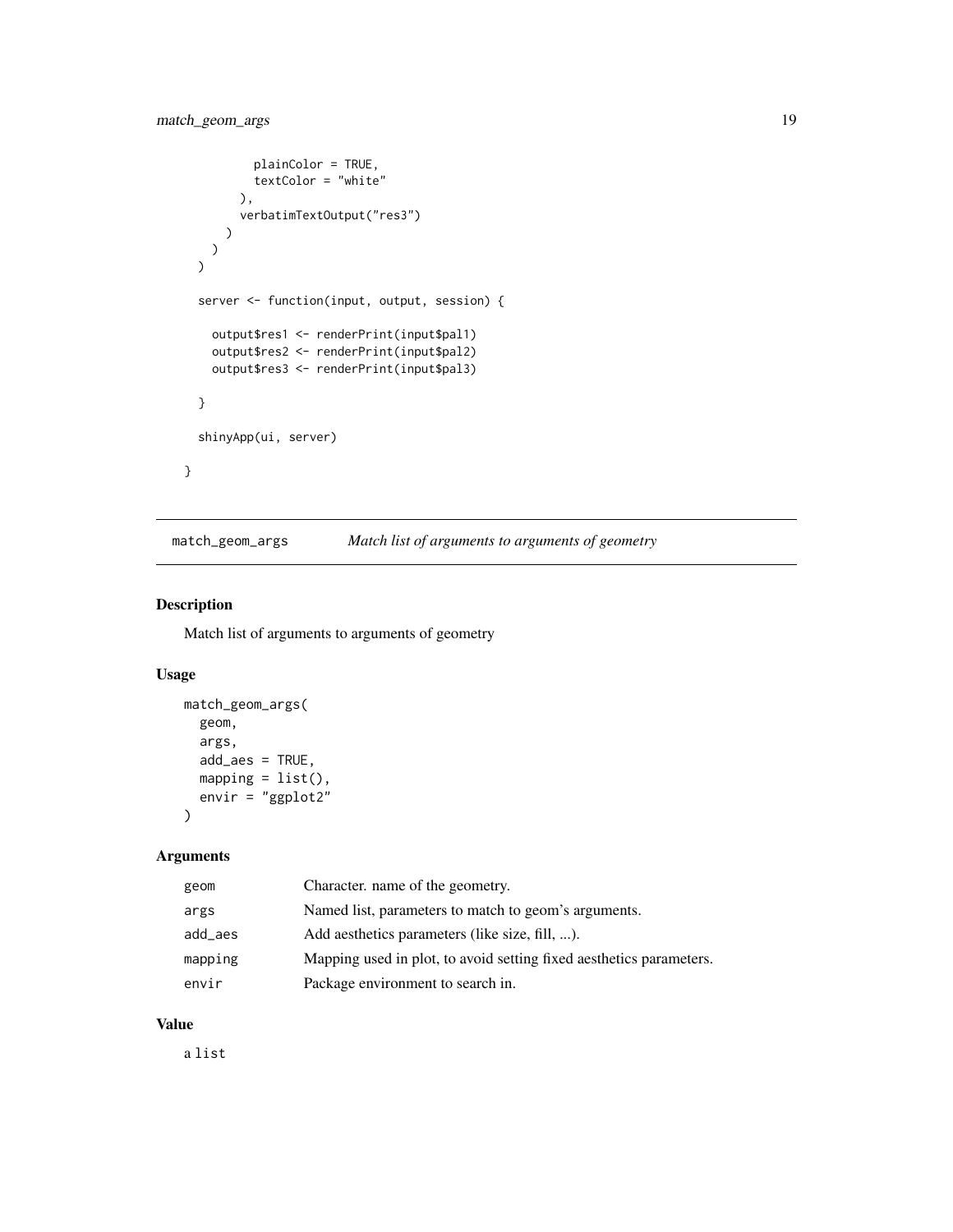```
          plainColor = TRUE,
          textColor = "white"
        ),
        verbatimTextOutput("res3")
      )
    )
  )

  server <- function(input, output, session) {

    output$res1 <- renderPrint(input$pal1)
    output$res2 <- renderPrint(input$pal2)
    output$res3 <- renderPrint(input$pal3)

  }

  shinyApp(ui, server)

}
```

## match_geom_args    *Match list of arguments to arguments of geometry*

### Description

Match list of arguments to arguments of geometry

### Usage

```
match_geom_args(
  geom,
  args,
  add_aes = TRUE,
  mapping = list(),
  envir = "ggplot2"
)
```

### Arguments

| | |
|---|---|
| geom | Character. name of the geometry. |
| args | Named list, parameters to match to geom's arguments. |
| add_aes | Add aesthetics parameters (like size, fill, ...). |
| mapping | Mapping used in plot, to avoid setting fixed aesthetics parameters. |
| envir | Package environment to search in. |

### Value

a `list`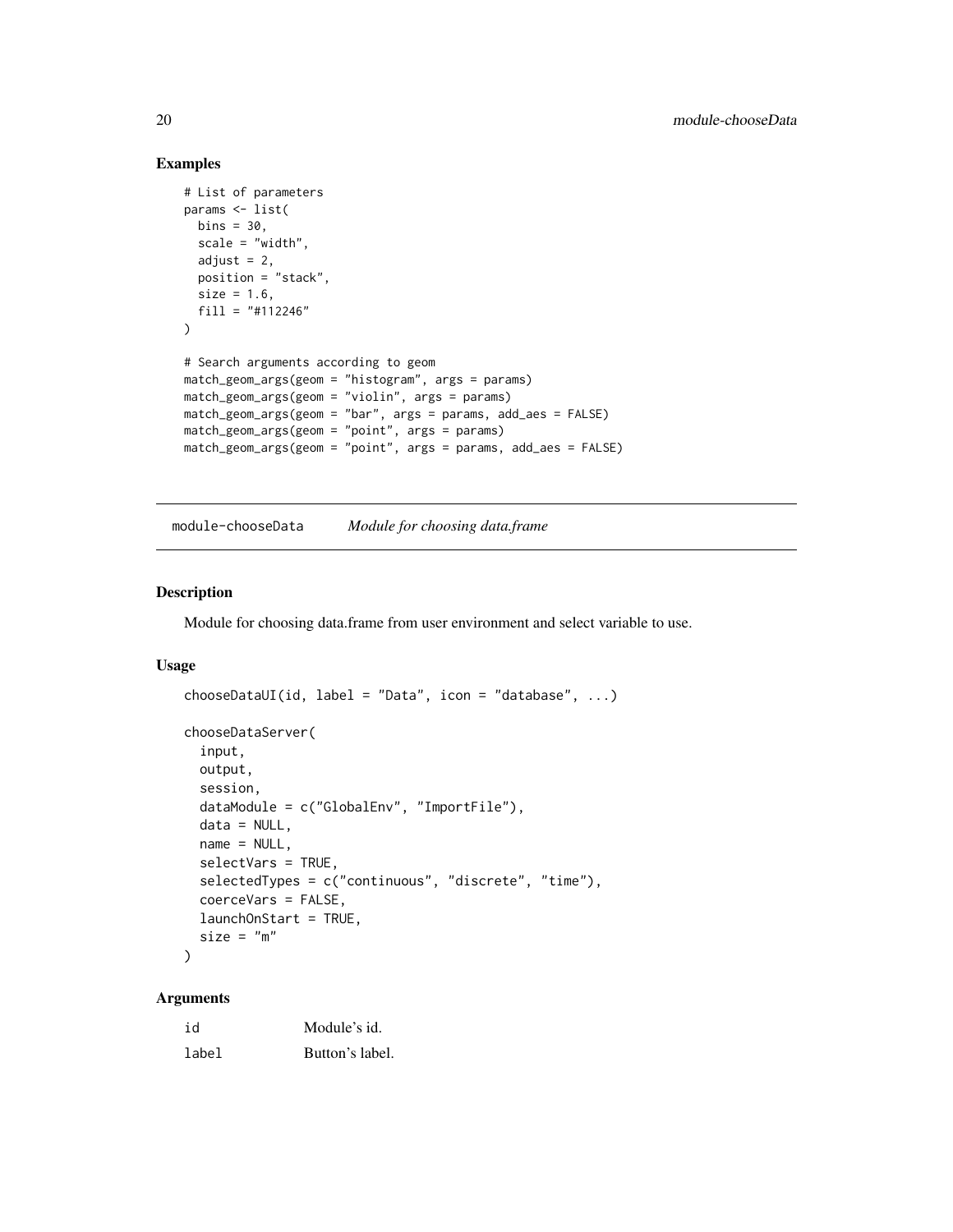## Examples

```
# List of parameters
params <- list(
  bins = 30,
  scale = "width",
  adjust = 2,
  position = "stack",
  size = 1.6,
  fill = "#112246"
)

# Search arguments according to geom
match_geom_args(geom = "histogram", args = params)
match_geom_args(geom = "violin", args = params)
match_geom_args(geom = "bar", args = params, add_aes = FALSE)
match_geom_args(geom = "point", args = params)
match_geom_args(geom = "point", args = params, add_aes = FALSE)
```

---

# module-chooseData *Module for choosing data.frame*

---

## Description

Module for choosing data.frame from user environment and select variable to use.

## Usage

```
chooseDataUI(id, label = "Data", icon = "database", ...)

chooseDataServer(
  input,
  output,
  session,
  dataModule = c("GlobalEnv", "ImportFile"),
  data = NULL,
  name = NULL,
  selectVars = TRUE,
  selectedTypes = c("continuous", "discrete", "time"),
  coerceVars = FALSE,
  launchOnStart = TRUE,
  size = "m"
)
```

## Arguments

| | |
|---|---|
| `id` | Module's id. |
| `label` | Button's label. |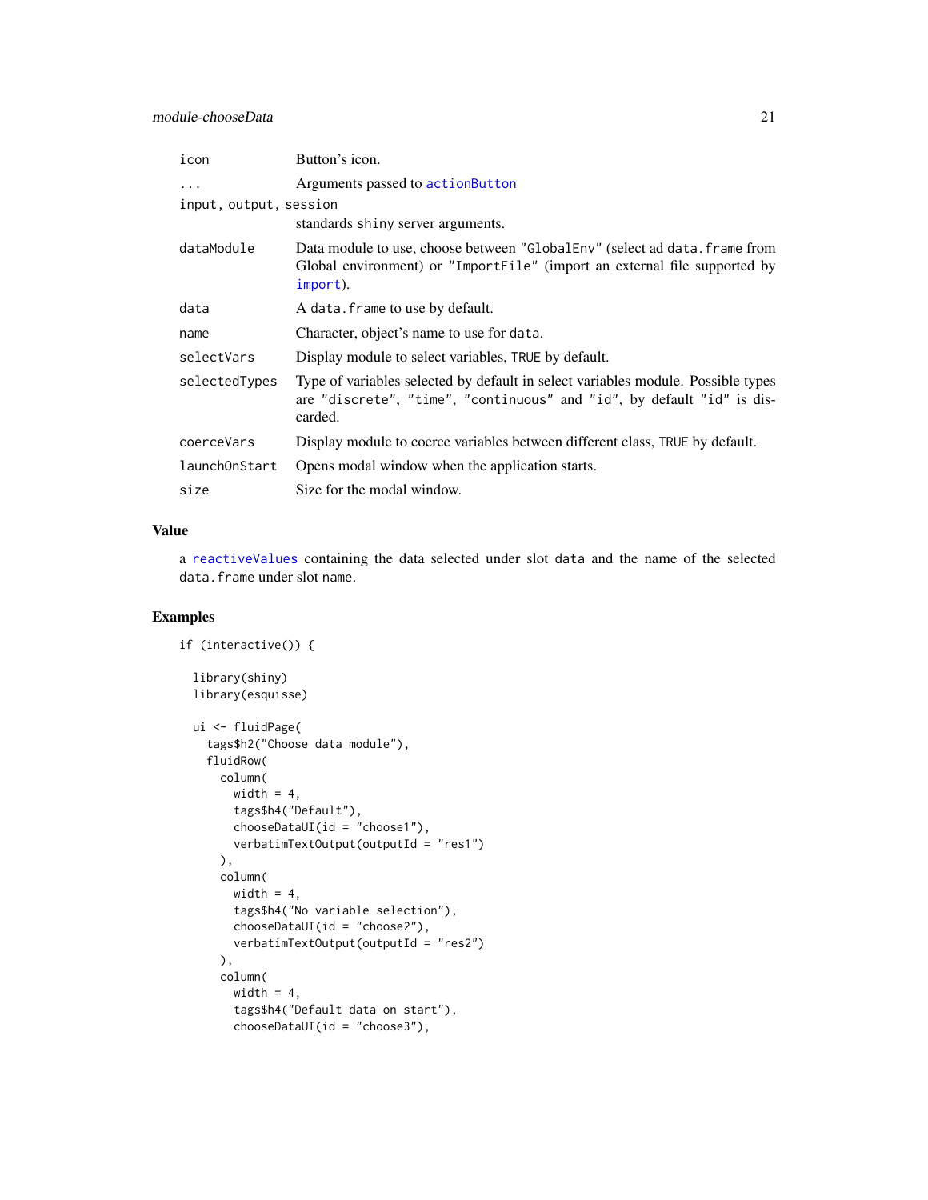| | |
|---|---|
| icon | Button's icon. |
| ... | Arguments passed to actionButton |
| input, output, session | standards shiny server arguments. |
| dataModule | Data module to use, choose between "GlobalEnv" (select ad data.frame from Global environment) or "ImportFile" (import an external file supported by import). |
| data | A data.frame to use by default. |
| name | Character, object's name to use for data. |
| selectVars | Display module to select variables, TRUE by default. |
| selectedTypes | Type of variables selected by default in select variables module. Possible types are "discrete", "time", "continuous" and "id", by default "id" is discarded. |
| coerceVars | Display module to coerce variables between different class, TRUE by default. |
| launchOnStart | Opens modal window when the application starts. |
| size | Size for the modal window. |

## Value

a reactiveValues containing the data selected under slot data and the name of the selected data.frame under slot name.

## Examples

```
if (interactive()) {

  library(shiny)
  library(esquisse)

  ui <- fluidPage(
    tags$h2("Choose data module"),
    fluidRow(
      column(
        width = 4,
        tags$h4("Default"),
        chooseDataUI(id = "choose1"),
        verbatimTextOutput(outputId = "res1")
      ),
      column(
        width = 4,
        tags$h4("No variable selection"),
        chooseDataUI(id = "choose2"),
        verbatimTextOutput(outputId = "res2")
      ),
      column(
        width = 4,
        tags$h4("Default data on start"),
        chooseDataUI(id = "choose3"),
```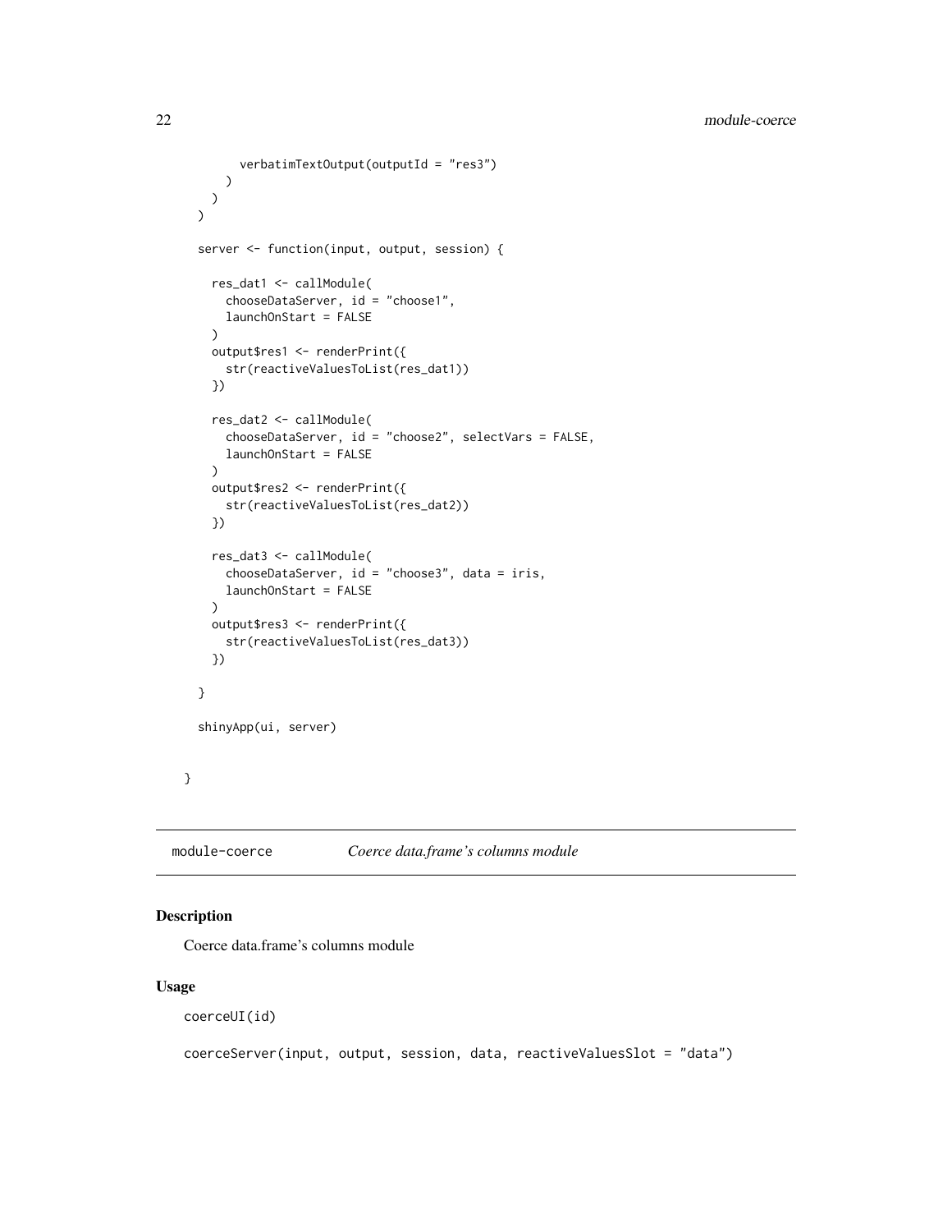```
        verbatimTextOutput(outputId = "res3")
      )
    )
  )

  server <- function(input, output, session) {

    res_dat1 <- callModule(
      chooseDataServer, id = "choose1",
      launchOnStart = FALSE
    )
    output$res1 <- renderPrint({
      str(reactiveValuesToList(res_dat1))
    })

    res_dat2 <- callModule(
      chooseDataServer, id = "choose2", selectVars = FALSE,
      launchOnStart = FALSE
    )
    output$res2 <- renderPrint({
      str(reactiveValuesToList(res_dat2))
    })

    res_dat3 <- callModule(
      chooseDataServer, id = "choose3", data = iris,
      launchOnStart = FALSE
    )
    output$res3 <- renderPrint({
      str(reactiveValuesToList(res_dat3))
    })

  }

  shinyApp(ui, server)

}
```

## module-coerce *Coerce data.frame's columns module*

### Description

Coerce data.frame's columns module

### Usage

```
coerceUI(id)

coerceServer(input, output, session, data, reactiveValuesSlot = "data")
```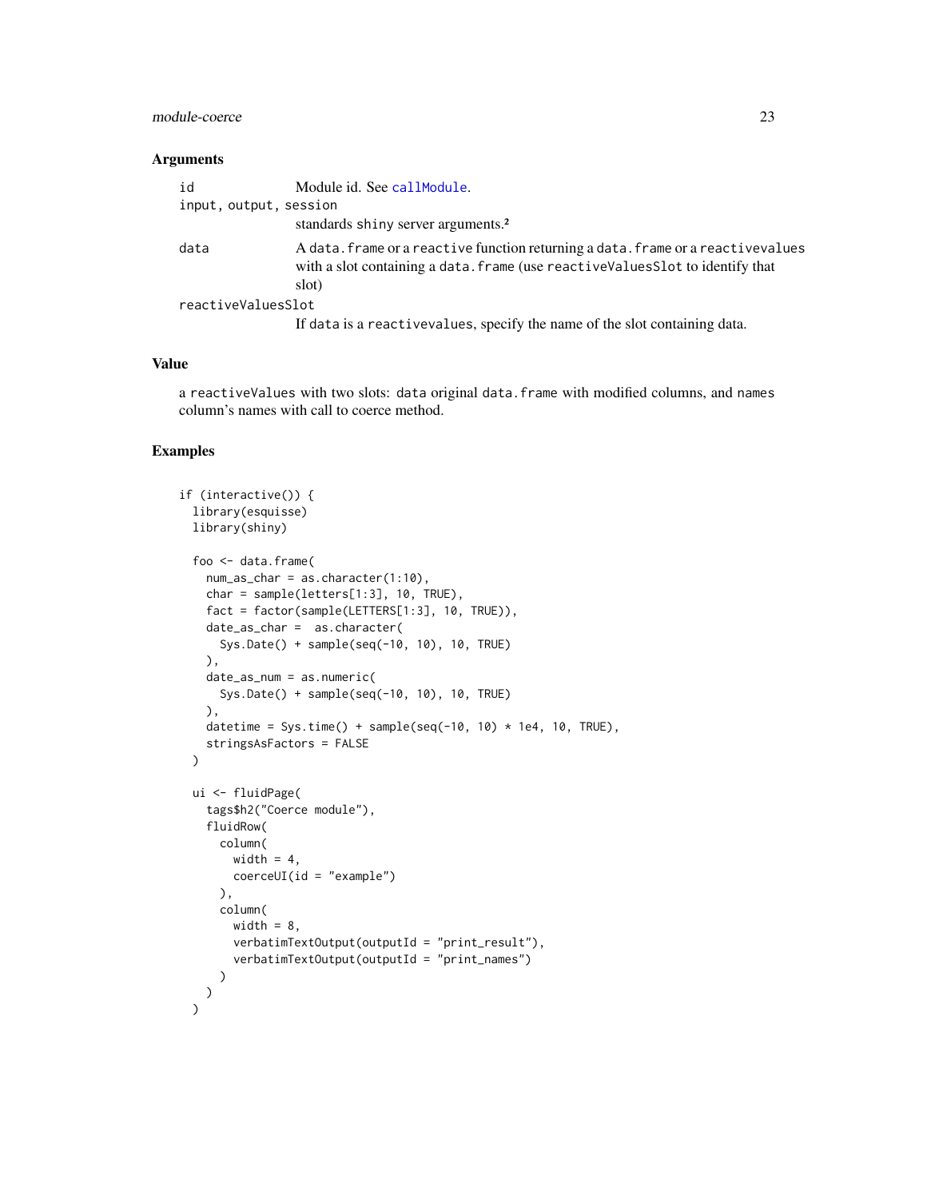### Arguments

| | |
|---|---|
| id | Module id. See callModule. |
| input, output, session | standards shiny server arguments.² |
| data | A data.frame or a reactive function returning a data.frame or a reactivevalues with a slot containing a data.frame (use reactiveValuesSlot to identify that slot) |
| reactiveValuesSlot | If data is a reactivevalues, specify the name of the slot containing data. |

### Value

a reactiveValues with two slots: data original data.frame with modified columns, and names column's names with call to coerce method.

### Examples

```
if (interactive()) {
  library(esquisse)
  library(shiny)

  foo <- data.frame(
    num_as_char = as.character(1:10),
    char = sample(letters[1:3], 10, TRUE),
    fact = factor(sample(LETTERS[1:3], 10, TRUE)),
    date_as_char =  as.character(
      Sys.Date() + sample(seq(-10, 10), 10, TRUE)
    ),
    date_as_num = as.numeric(
      Sys.Date() + sample(seq(-10, 10), 10, TRUE)
    ),
    datetime = Sys.time() + sample(seq(-10, 10) * 1e4, 10, TRUE),
    stringsAsFactors = FALSE
  )

  ui <- fluidPage(
    tags$h2("Coerce module"),
    fluidRow(
      column(
        width = 4,
        coerceUI(id = "example")
      ),
      column(
        width = 8,
        verbatimTextOutput(outputId = "print_result"),
        verbatimTextOutput(outputId = "print_names")
      )
    )
  )
```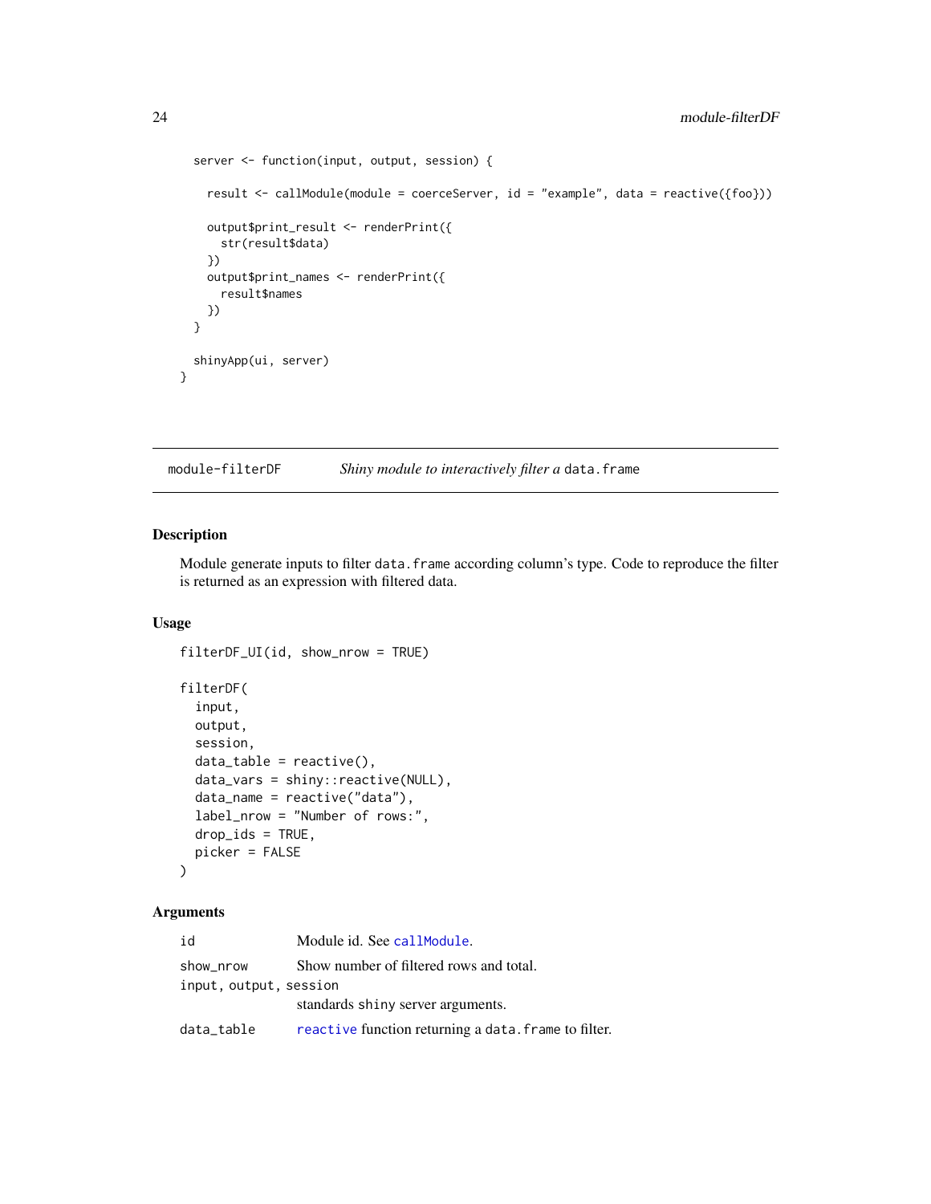```
  server <- function(input, output, session) {

    result <- callModule(module = coerceServer, id = "example", data = reactive({foo}))

    output$print_result <- renderPrint({
      str(result$data)
    })
    output$print_names <- renderPrint({
      result$names
    })
  }

  shinyApp(ui, server)
}
```

---

## module-filterDF — *Shiny module to interactively filter a* `data.frame`

---

### Description

Module generate inputs to filter `data.frame` according column's type. Code to reproduce the filter is returned as an expression with filtered data.

### Usage

```
filterDF_UI(id, show_nrow = TRUE)

filterDF(
  input,
  output,
  session,
  data_table = reactive(),
  data_vars = shiny::reactive(NULL),
  data_name = reactive("data"),
  label_nrow = "Number of rows:",
  drop_ids = TRUE,
  picker = FALSE
)
```

### Arguments

| | |
|---|---|
| `id` | Module id. See `callModule`. |
| `show_nrow` | Show number of filtered rows and total. |
| `input, output, session` | standards `shiny` server arguments. |
| `data_table` | `reactive` function returning a `data.frame` to filter. |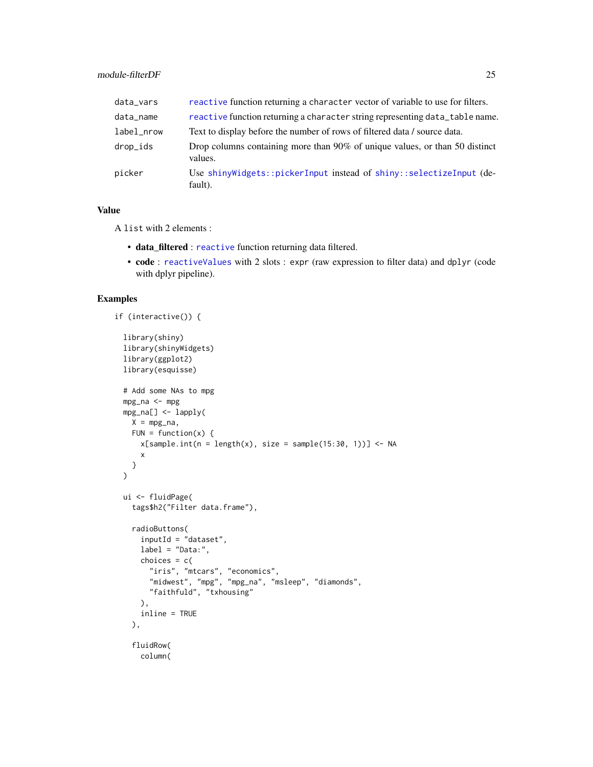| | |
|---|---|
| data_vars | reactive function returning a character vector of variable to use for filters. |
| data_name | reactive function returning a character string representing data_table name. |
| label_nrow | Text to display before the number of rows of filtered data / source data. |
| drop_ids | Drop columns containing more than 90% of unique values, or than 50 distinct values. |
| picker | Use shinyWidgets::pickerInput instead of shiny::selectizeInput (default). |

## Value

A list with 2 elements :

- **data_filtered** : reactive function returning data filtered.
- **code** : reactiveValues with 2 slots : expr (raw expression to filter data) and dplyr (code with dplyr pipeline).

## Examples

```
if (interactive()) {

  library(shiny)
  library(shinyWidgets)
  library(ggplot2)
  library(esquisse)

  # Add some NAs to mpg
  mpg_na <- mpg
  mpg_na[] <- lapply(
    X = mpg_na,
    FUN = function(x) {
      x[sample.int(n = length(x), size = sample(15:30, 1))] <- NA
      x
    }
  )

  ui <- fluidPage(
    tags$h2("Filter data.frame"),

    radioButtons(
      inputId = "dataset",
      label = "Data:",
      choices = c(
        "iris", "mtcars", "economics",
        "midwest", "mpg", "mpg_na", "msleep", "diamonds",
        "faithfuld", "txhousing"
      ),
      inline = TRUE
    ),

    fluidRow(
      column(
```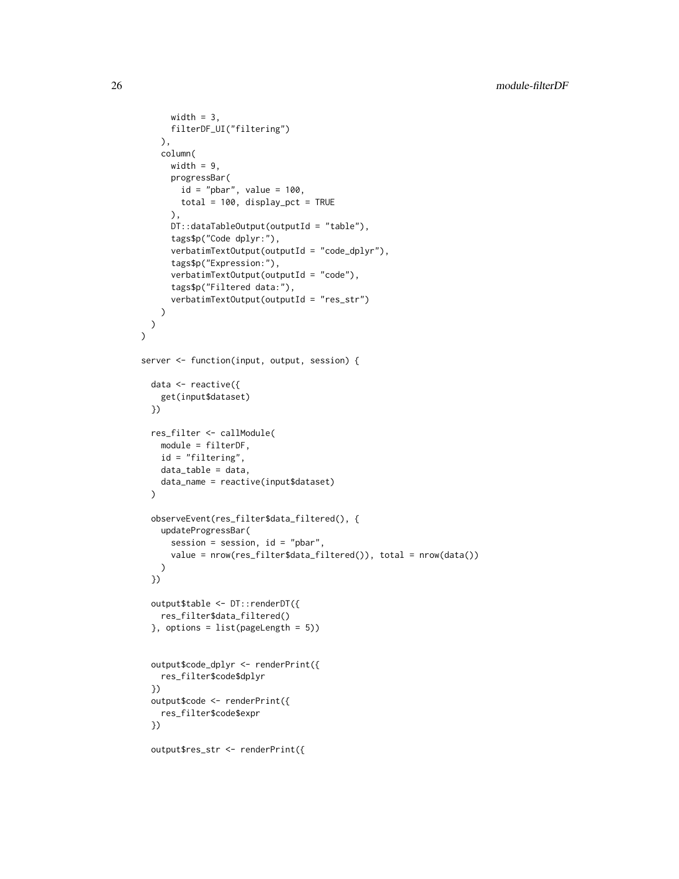```r
      width = 3,
      filterDF_UI("filtering")
    ),
    column(
      width = 9,
      progressBar(
        id = "pbar", value = 100,
        total = 100, display_pct = TRUE
      ),
      DT::dataTableOutput(outputId = "table"),
      tags$p("Code dplyr:"),
      verbatimTextOutput(outputId = "code_dplyr"),
      tags$p("Expression:"),
      verbatimTextOutput(outputId = "code"),
      tags$p("Filtered data:"),
      verbatimTextOutput(outputId = "res_str")
    )
  )
)

server <- function(input, output, session) {

  data <- reactive({
    get(input$dataset)
  })

  res_filter <- callModule(
    module = filterDF,
    id = "filtering",
    data_table = data,
    data_name = reactive(input$dataset)
  )

  observeEvent(res_filter$data_filtered(), {
    updateProgressBar(
      session = session, id = "pbar",
      value = nrow(res_filter$data_filtered()), total = nrow(data())
    )
  })

  output$table <- DT::renderDT({
    res_filter$data_filtered()
  }, options = list(pageLength = 5))


  output$code_dplyr <- renderPrint({
    res_filter$code$dplyr
  })
  output$code <- renderPrint({
    res_filter$code$expr
  })

  output$res_str <- renderPrint({
```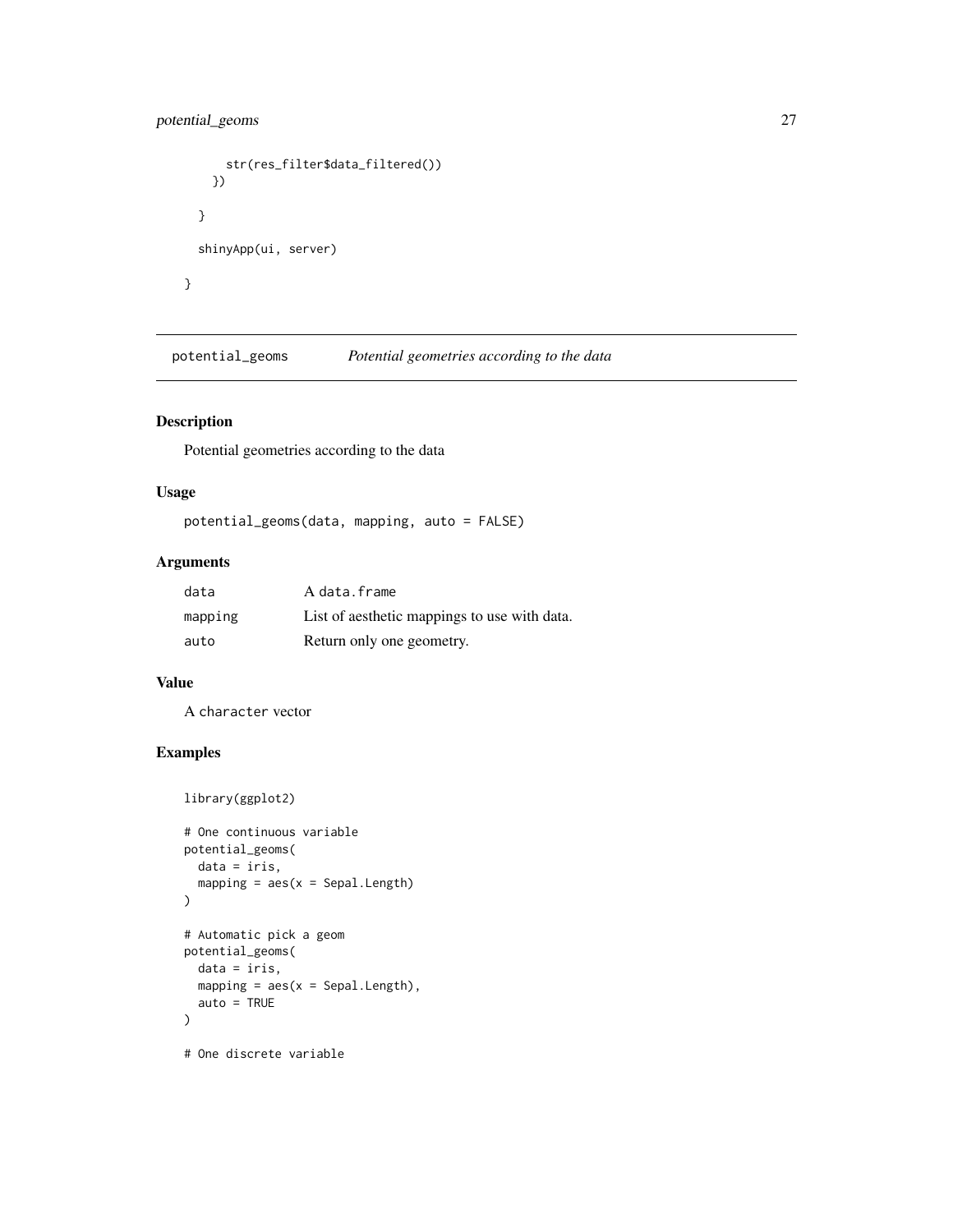```
    str(res_filter$data_filtered())
  })

}

shinyApp(ui, server)

}
```

## potential_geoms *Potential geometries according to the data*

### Description

Potential geometries according to the data

### Usage

```
potential_geoms(data, mapping, auto = FALSE)
```

### Arguments

| | |
|---|---|
| data | A data.frame |
| mapping | List of aesthetic mappings to use with data. |
| auto | Return only one geometry. |

### Value

A character vector

### Examples

```
library(ggplot2)

# One continuous variable
potential_geoms(
  data = iris,
  mapping = aes(x = Sepal.Length)
)

# Automatic pick a geom
potential_geoms(
  data = iris,
  mapping = aes(x = Sepal.Length),
  auto = TRUE
)

# One discrete variable
```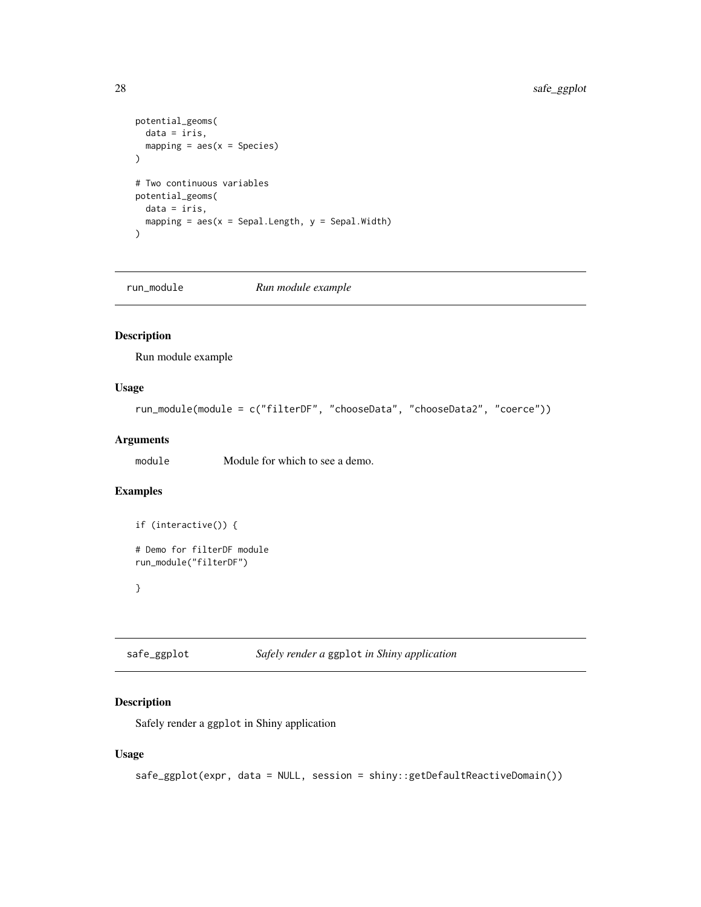```
potential_geoms(
  data = iris,
  mapping = aes(x = Species)
)

# Two continuous variables
potential_geoms(
  data = iris,
  mapping = aes(x = Sepal.Length, y = Sepal.Width)
)
```

## run_module — *Run module example*

### Description

Run module example

### Usage

```
run_module(module = c("filterDF", "chooseData", "chooseData2", "coerce"))
```

### Arguments

| | |
|---|---|
| module | Module for which to see a demo. |

### Examples

```
if (interactive()) {

# Demo for filterDF module
run_module("filterDF")

}
```

## safe_ggplot — *Safely render a* `ggplot` *in Shiny application*

### Description

Safely render a `ggplot` in Shiny application

### Usage

```
safe_ggplot(expr, data = NULL, session = shiny::getDefaultReactiveDomain())
```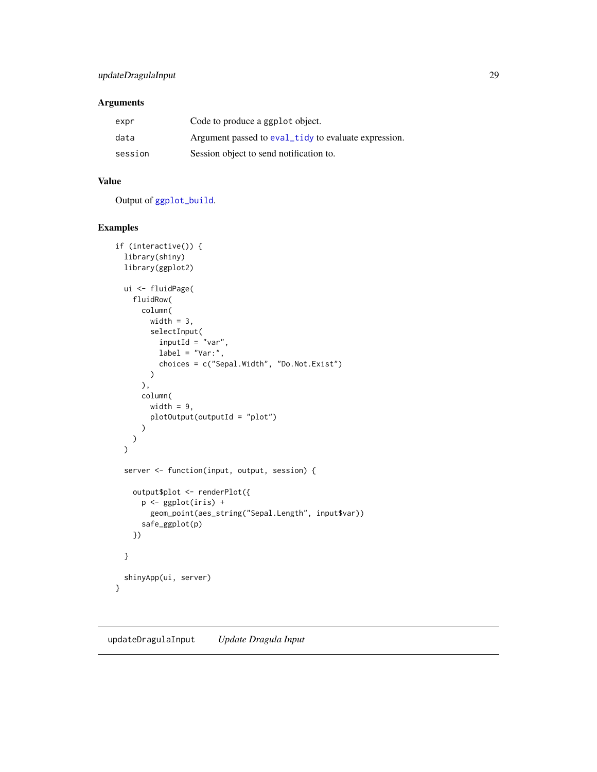## Arguments

| | |
|---|---|
| expr | Code to produce a ggplot object. |
| data | Argument passed to eval_tidy to evaluate expression. |
| session | Session object to send notification to. |

## Value

Output of ggplot_build.

## Examples

```
if (interactive()) {
  library(shiny)
  library(ggplot2)

  ui <- fluidPage(
    fluidRow(
      column(
        width = 3,
        selectInput(
          inputId = "var",
          label = "Var:",
          choices = c("Sepal.Width", "Do.Not.Exist")
        )
      ),
      column(
        width = 9,
        plotOutput(outputId = "plot")
      )
    )
  )

  server <- function(input, output, session) {

    output$plot <- renderPlot({
      p <- ggplot(iris) +
        geom_point(aes_string("Sepal.Length", input$var))
      safe_ggplot(p)
    })

  }

  shinyApp(ui, server)
}
```

# updateDragulaInput *Update Dragula Input*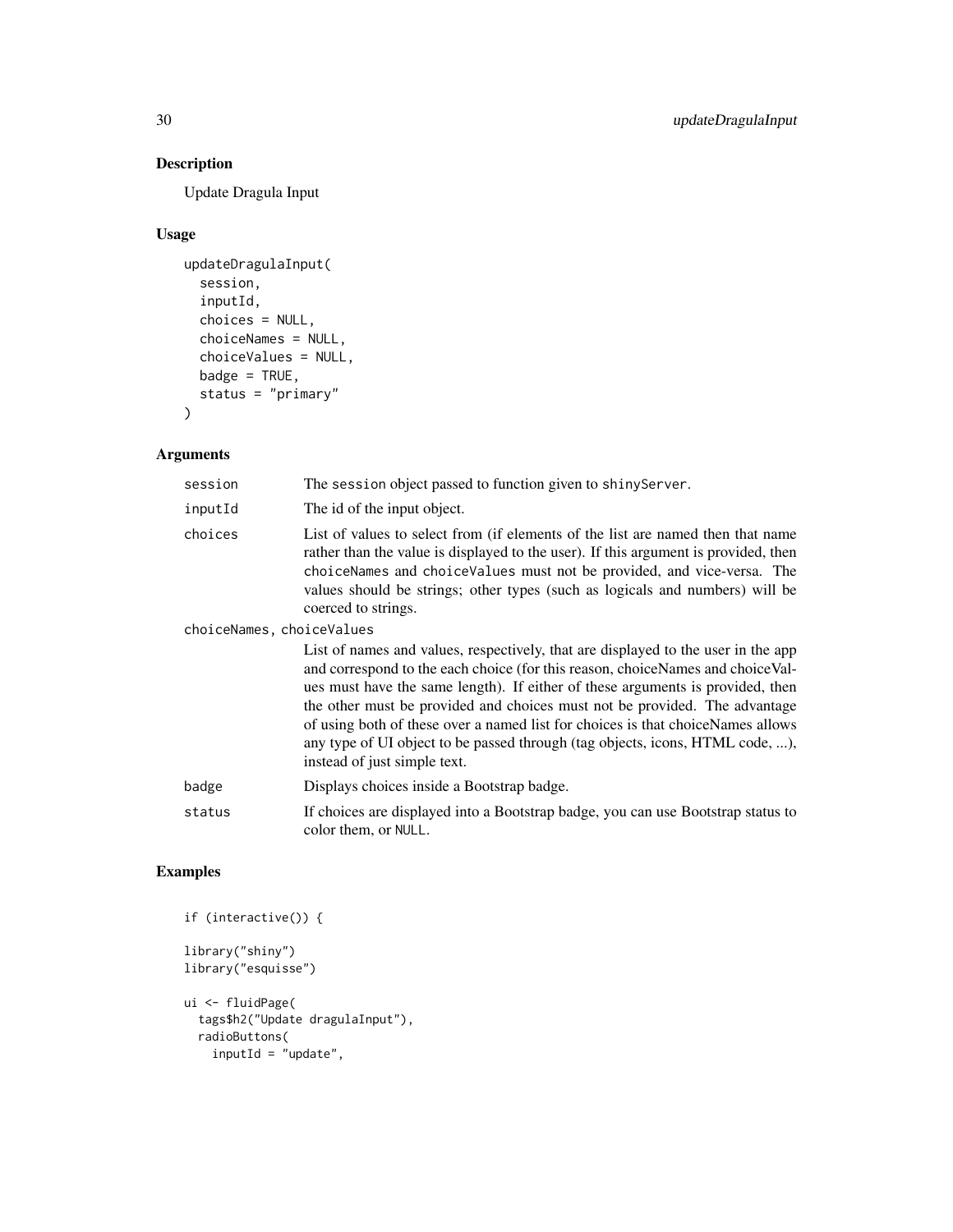## Description

Update Dragula Input

## Usage

```
updateDragulaInput(
  session,
  inputId,
  choices = NULL,
  choiceNames = NULL,
  choiceValues = NULL,
  badge = TRUE,
  status = "primary"
)
```

## Arguments

| | |
|---|---|
| session | The session object passed to function given to shinyServer. |
| inputId | The id of the input object. |
| choices | List of values to select from (if elements of the list are named then that name rather than the value is displayed to the user). If this argument is provided, then choiceNames and choiceValues must not be provided, and vice-versa. The values should be strings; other types (such as logicals and numbers) will be coerced to strings. |
| choiceNames, choiceValues | List of names and values, respectively, that are displayed to the user in the app and correspond to the each choice (for this reason, choiceNames and choiceValues must have the same length). If either of these arguments is provided, then the other must be provided and choices must not be provided. The advantage of using both of these over a named list for choices is that choiceNames allows any type of UI object to be passed through (tag objects, icons, HTML code, ...), instead of just simple text. |
| badge | Displays choices inside a Bootstrap badge. |
| status | If choices are displayed into a Bootstrap badge, you can use Bootstrap status to color them, or NULL. |

## Examples

```
if (interactive()) {

library("shiny")
library("esquisse")

ui <- fluidPage(
  tags$h2("Update dragulaInput"),
  radioButtons(
    inputId = "update",
```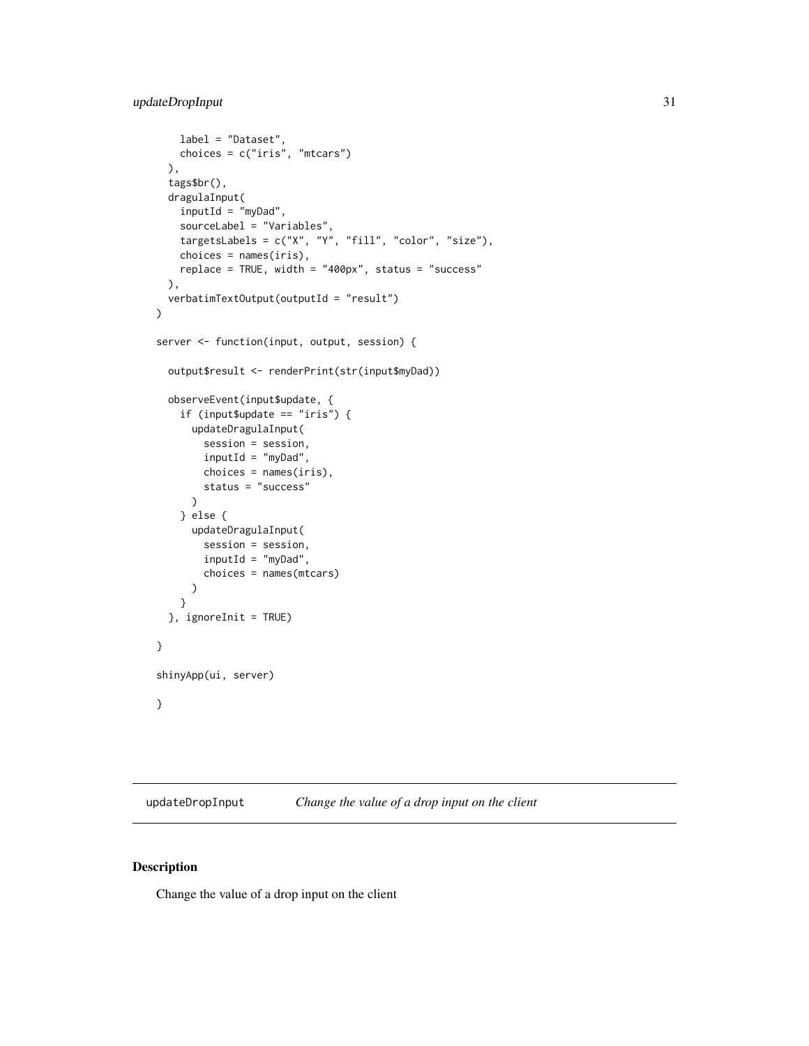```
    label = "Dataset",
    choices = c("iris", "mtcars")
  ),
  tags$br(),
  dragulaInput(
    inputId = "myDad",
    sourceLabel = "Variables",
    targetsLabels = c("X", "Y", "fill", "color", "size"),
    choices = names(iris),
    replace = TRUE, width = "400px", status = "success"
  ),
  verbatimTextOutput(outputId = "result")
)

server <- function(input, output, session) {

  output$result <- renderPrint(str(input$myDad))

  observeEvent(input$update, {
    if (input$update == "iris") {
      updateDragulaInput(
        session = session,
        inputId = "myDad",
        choices = names(iris),
        status = "success"
      )
    } else {
      updateDragulaInput(
        session = session,
        inputId = "myDad",
        choices = names(mtcars)
      )
    }
  }, ignoreInit = TRUE)

}

shinyApp(ui, server)

}
```

## updateDropInput — *Change the value of a drop input on the client*

### Description

Change the value of a drop input on the client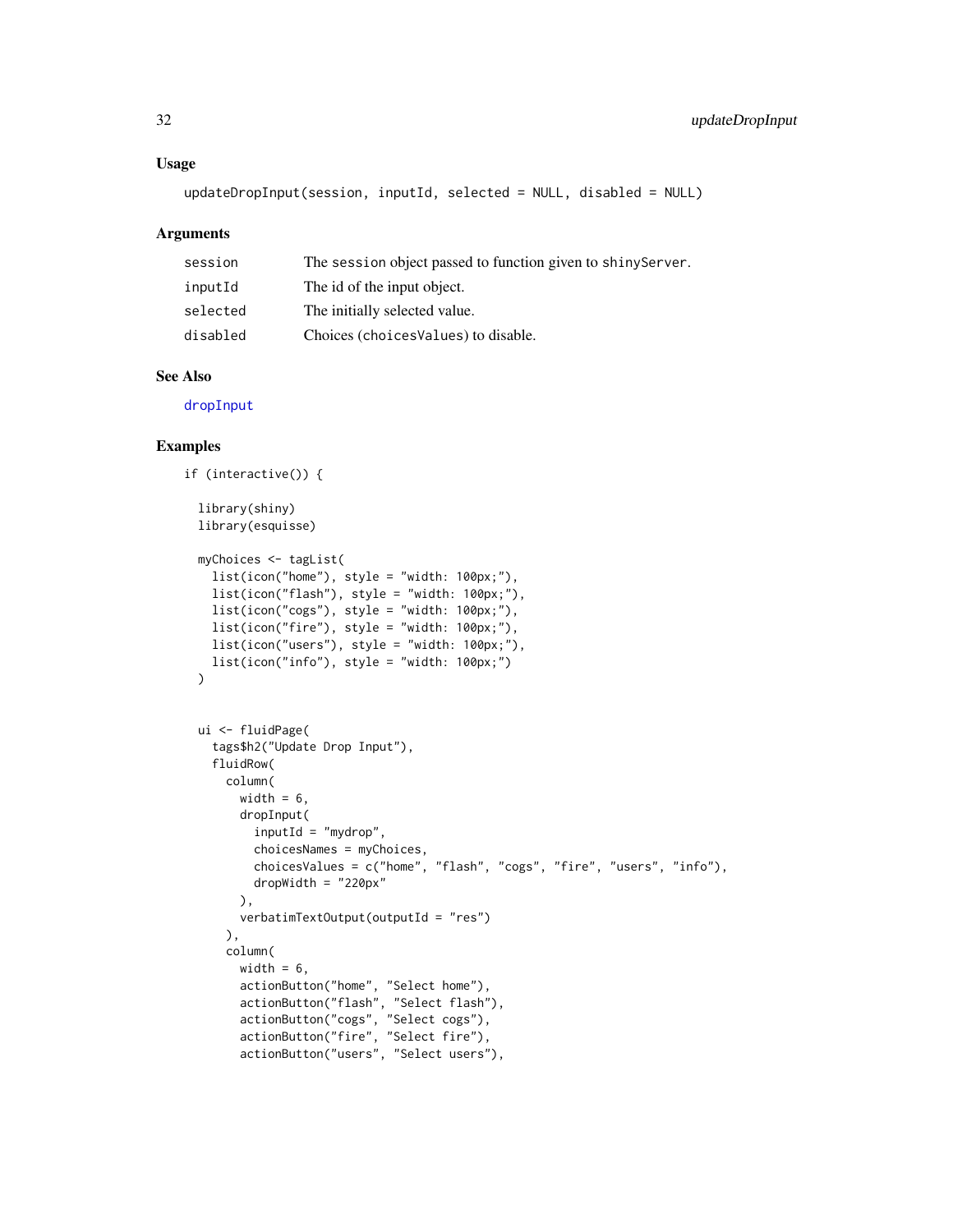### Usage

```
updateDropInput(session, inputId, selected = NULL, disabled = NULL)
```

### Arguments

| | |
|---|---|
| session | The session object passed to function given to shinyServer. |
| inputId | The id of the input object. |
| selected | The initially selected value. |
| disabled | Choices (choicesValues) to disable. |

### See Also

dropInput

### Examples

```
if (interactive()) {

  library(shiny)
  library(esquisse)

  myChoices <- tagList(
    list(icon("home"), style = "width: 100px;"),
    list(icon("flash"), style = "width: 100px;"),
    list(icon("cogs"), style = "width: 100px;"),
    list(icon("fire"), style = "width: 100px;"),
    list(icon("users"), style = "width: 100px;"),
    list(icon("info"), style = "width: 100px;")
  )


  ui <- fluidPage(
    tags$h2("Update Drop Input"),
    fluidRow(
      column(
        width = 6,
        dropInput(
          inputId = "mydrop",
          choicesNames = myChoices,
          choicesValues = c("home", "flash", "cogs", "fire", "users", "info"),
          dropWidth = "220px"
        ),
        verbatimTextOutput(outputId = "res")
      ),
      column(
        width = 6,
        actionButton("home", "Select home"),
        actionButton("flash", "Select flash"),
        actionButton("cogs", "Select cogs"),
        actionButton("fire", "Select fire"),
        actionButton("users", "Select users"),
```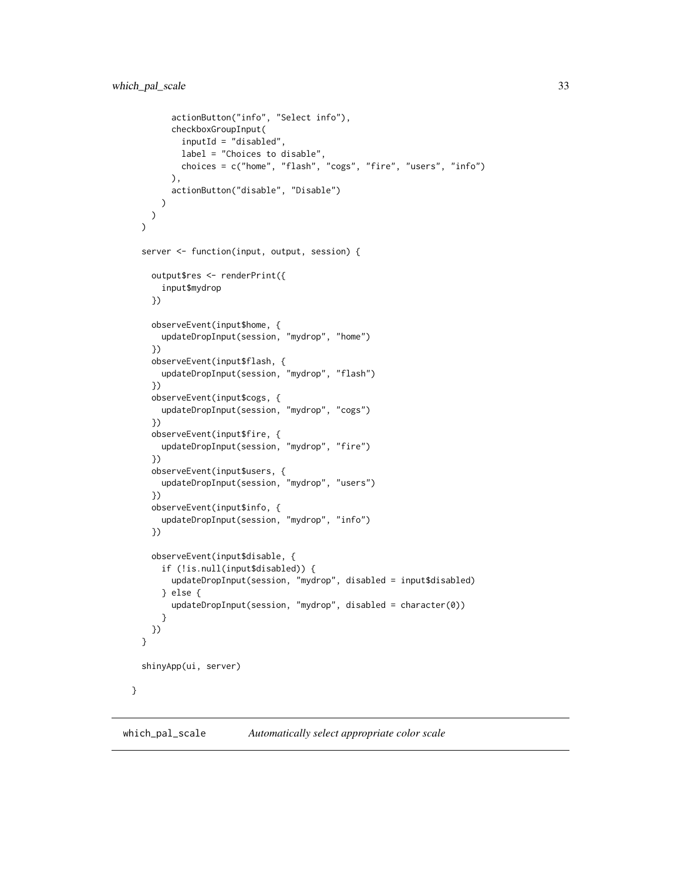```
        actionButton("info", "Select info"),
        checkboxGroupInput(
          inputId = "disabled",
          label = "Choices to disable",
          choices = c("home", "flash", "cogs", "fire", "users", "info")
        ),
        actionButton("disable", "Disable")
      )
    )
  )

  server <- function(input, output, session) {

    output$res <- renderPrint({
      input$mydrop
    })

    observeEvent(input$home, {
      updateDropInput(session, "mydrop", "home")
    })
    observeEvent(input$flash, {
      updateDropInput(session, "mydrop", "flash")
    })
    observeEvent(input$cogs, {
      updateDropInput(session, "mydrop", "cogs")
    })
    observeEvent(input$fire, {
      updateDropInput(session, "mydrop", "fire")
    })
    observeEvent(input$users, {
      updateDropInput(session, "mydrop", "users")
    })
    observeEvent(input$info, {
      updateDropInput(session, "mydrop", "info")
    })

    observeEvent(input$disable, {
      if (!is.null(input$disabled)) {
        updateDropInput(session, "mydrop", disabled = input$disabled)
      } else {
        updateDropInput(session, "mydrop", disabled = character(0))
      }
    })
  }

  shinyApp(ui, server)

}
```

---

which_pal_scale &emsp; *Automatically select appropriate color scale*

---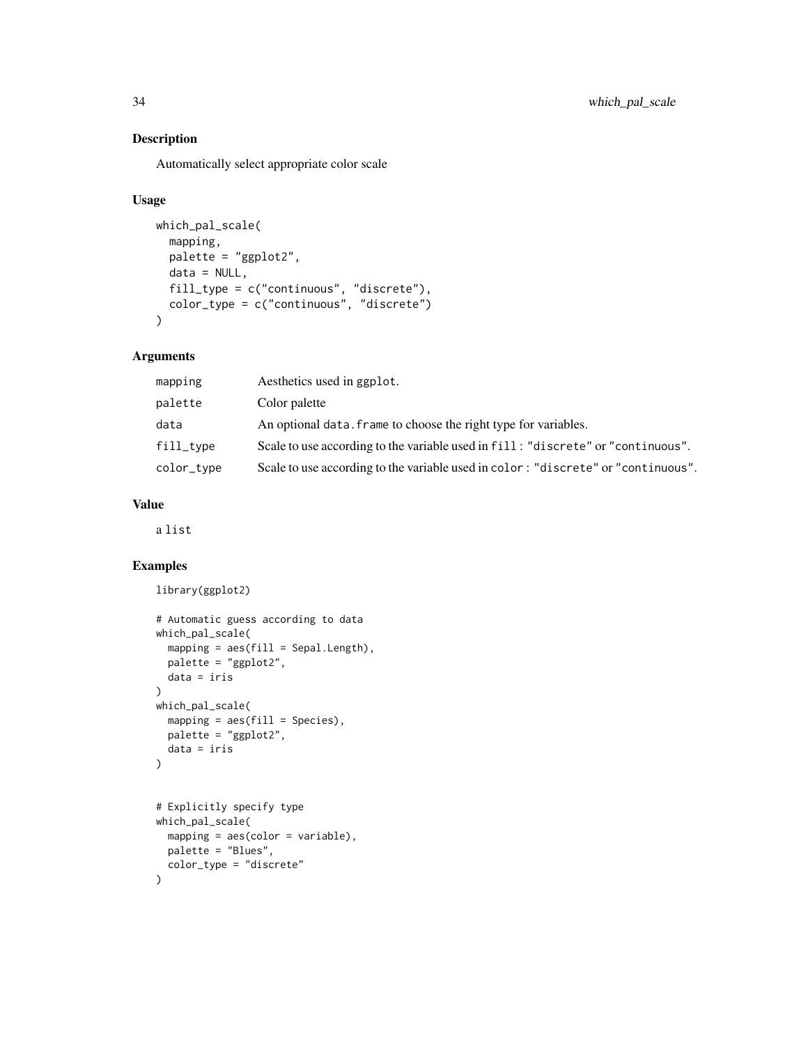## Description

Automatically select appropriate color scale

## Usage

```
which_pal_scale(
  mapping,
  palette = "ggplot2",
  data = NULL,
  fill_type = c("continuous", "discrete"),
  color_type = c("continuous", "discrete")
)
```

## Arguments

| | |
|---|---|
| `mapping` | Aesthetics used in `ggplot`. |
| `palette` | Color palette |
| `data` | An optional `data.frame` to choose the right type for variables. |
| `fill_type` | Scale to use according to the variable used in `fill` : `"discrete"` or `"continuous"`. |
| `color_type` | Scale to use according to the variable used in `color` : `"discrete"` or `"continuous"`. |

## Value

a `list`

## Examples

```
library(ggplot2)

# Automatic guess according to data
which_pal_scale(
  mapping = aes(fill = Sepal.Length),
  palette = "ggplot2",
  data = iris
)
which_pal_scale(
  mapping = aes(fill = Species),
  palette = "ggplot2",
  data = iris
)


# Explicitly specify type
which_pal_scale(
  mapping = aes(color = variable),
  palette = "Blues",
  color_type = "discrete"
)
```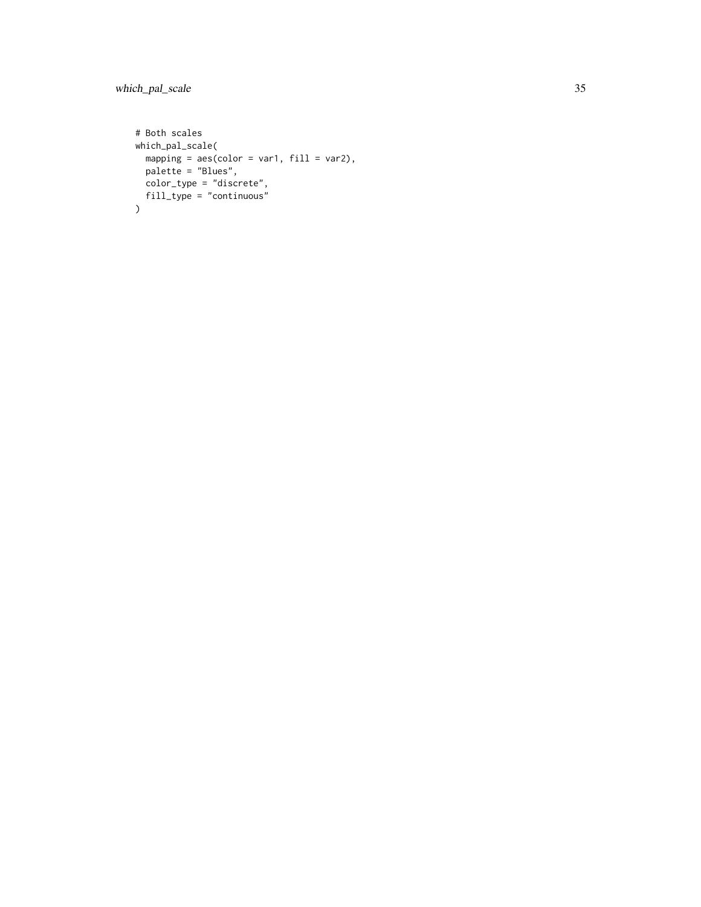```
# Both scales
which_pal_scale(
  mapping = aes(color = var1, fill = var2),
  palette = "Blues",
  color_type = "discrete",
  fill_type = "continuous"
)
```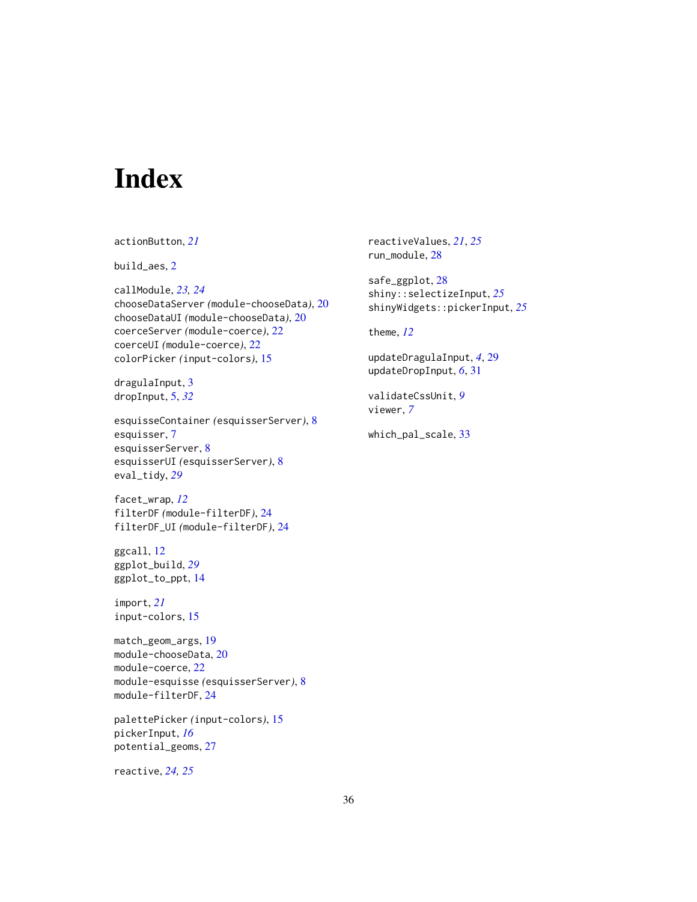# Index

actionButton, *21*

build_aes, 2

callModule, *23, 24*
chooseDataServer *(module-chooseData)*, 20
chooseDataUI *(module-chooseData)*, 20
coerceServer *(module-coerce)*, 22
coerceUI *(module-coerce)*, 22
colorPicker *(input-colors)*, 15

dragulaInput, 3
dropInput, 5, *32*

esquisseContainer *(esquisserServer)*, 8
esquisser, 7
esquisserServer, 8
esquisserUI *(esquisserServer)*, 8
eval_tidy, *29*

facet_wrap, *12*
filterDF *(module-filterDF)*, 24
filterDF_UI *(module-filterDF)*, 24

ggcall, 12
ggplot_build, *29*
ggplot_to_ppt, 14

import, *21*
input-colors, 15

match_geom_args, 19
module-chooseData, 20
module-coerce, 22
module-esquisse *(esquisserServer)*, 8
module-filterDF, 24

palettePicker *(input-colors)*, 15
pickerInput, *16*
potential_geoms, 27

reactive, *24, 25*
reactiveValues, *21*, *25*
run_module, 28

safe_ggplot, 28
shiny::selectizeInput, *25*
shinyWidgets::pickerInput, *25*

theme, *12*

updateDragulaInput, *4*, 29
updateDropInput, *6*, 31

validateCssUnit, *9*
viewer, *7*

which_pal_scale, 33